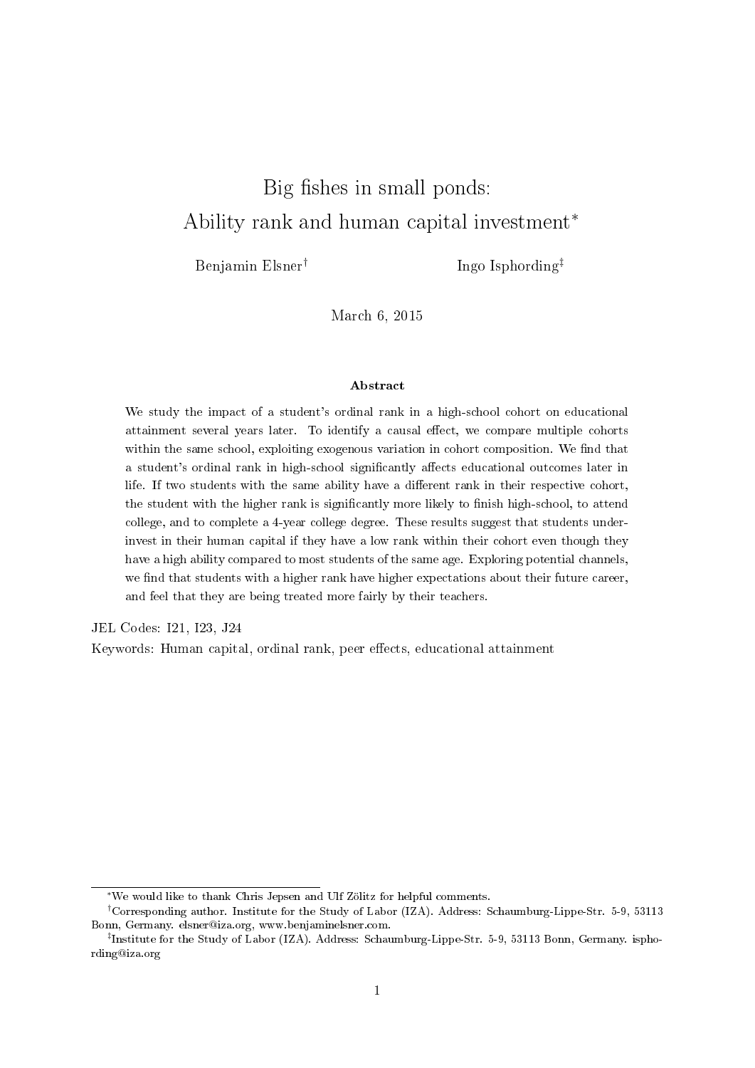# Big fishes in small ponds: Ability rank and human capital investment*

Benjamin Elsner[†] Ingo Isphording[‡]

March 6, 2015

### Abstract

We study the impact of a student's ordinal rank in a high-school cohort on educational attainment several years later. To identify a causal effect, we compare multiple cohorts within the same school, exploiting exogenous variation in cohort composition. We find that a student's ordinal rank in high-school significantly affects educational outcomes later in life. If two students with the same ability have a different rank in their respective cohort, the student with the higher rank is significantly more likely to finish high-school, to attend college, and to complete a 4-year college degree. These results suggest that students under-invest in their human capital if they have a low rank within their cohort even though they have a high ability compared to most students of the same age. Exploring potential channels, we find that students with a higher rank have higher expectations about their future career, and feel that they are being treated more fairly by their teachers.

JEL Codes: I21, I23, J24

Keywords: Human capital, ordinal rank, peer effects, educational attainment

---

*We would like to thank Chris Jepsen and Ulf Zölitz for helpful comments.

[†]Corresponding author. Institute for the Study of Labor (IZA). Address: Schaumburg-Lippe-Str. 5-9, 53113 Bonn, Germany. elsner@iza.org, www.benjaminelsner.com.

[‡]Institute for the Study of Labor (IZA). Address: Schaumburg-Lippe-Str. 5-9, 53113 Bonn, Germany. isphording@iza.org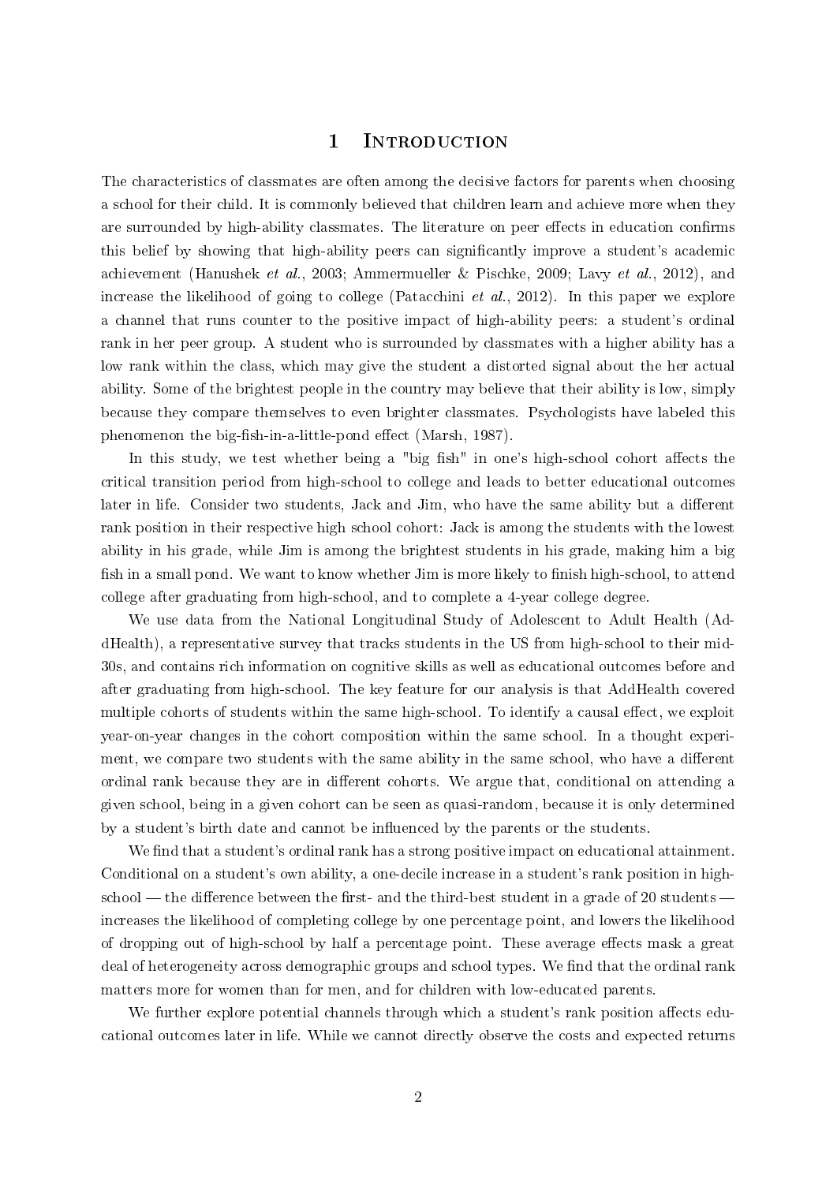# 1 Introduction

The characteristics of classmates are often among the decisive factors for parents when choosing a school for their child. It is commonly believed that children learn and achieve more when they are surrounded by high-ability classmates. The literature on peer effects in education confirms this belief by showing that high-ability peers can significantly improve a student's academic achievement (Hanushek *et al.*, 2003; Ammermueller & Pischke, 2009; Lavy *et al.*, 2012), and increase the likelihood of going to college (Patacchini *et al.*, 2012). In this paper we explore a channel that runs counter to the positive impact of high-ability peers: a student's ordinal rank in her peer group. A student who is surrounded by classmates with a higher ability has a low rank within the class, which may give the student a distorted signal about the her actual ability. Some of the brightest people in the country may believe that their ability is low, simply because they compare themselves to even brighter classmates. Psychologists have labeled this phenomenon the big-fish-in-a-little-pond effect (Marsh, 1987).

In this study, we test whether being a "big fish" in one's high-school cohort affects the critical transition period from high-school to college and leads to better educational outcomes later in life. Consider two students, Jack and Jim, who have the same ability but a different rank position in their respective high school cohort: Jack is among the students with the lowest ability in his grade, while Jim is among the brightest students in his grade, making him a big fish in a small pond. We want to know whether Jim is more likely to finish high-school, to attend college after graduating from high-school, and to complete a 4-year college degree.

We use data from the National Longitudinal Study of Adolescent to Adult Health (AddHealth), a representative survey that tracks students in the US from high-school to their mid-30s, and contains rich information on cognitive skills as well as educational outcomes before and after graduating from high-school. The key feature for our analysis is that AddHealth covered multiple cohorts of students within the same high-school. To identify a causal effect, we exploit year-on-year changes in the cohort composition within the same school. In a thought experiment, we compare two students with the same ability in the same school, who have a different ordinal rank because they are in different cohorts. We argue that, conditional on attending a given school, being in a given cohort can be seen as quasi-random, because it is only determined by a student's birth date and cannot be influenced by the parents or the students.

We find that a student's ordinal rank has a strong positive impact on educational attainment. Conditional on a student's own ability, a one-decile increase in a student's rank position in high-school — the difference between the first- and the third-best student in a grade of 20 students — increases the likelihood of completing college by one percentage point, and lowers the likelihood of dropping out of high-school by half a percentage point. These average effects mask a great deal of heterogeneity across demographic groups and school types. We find that the ordinal rank matters more for women than for men, and for children with low-educated parents.

We further explore potential channels through which a student's rank position affects educational outcomes later in life. While we cannot directly observe the costs and expected returns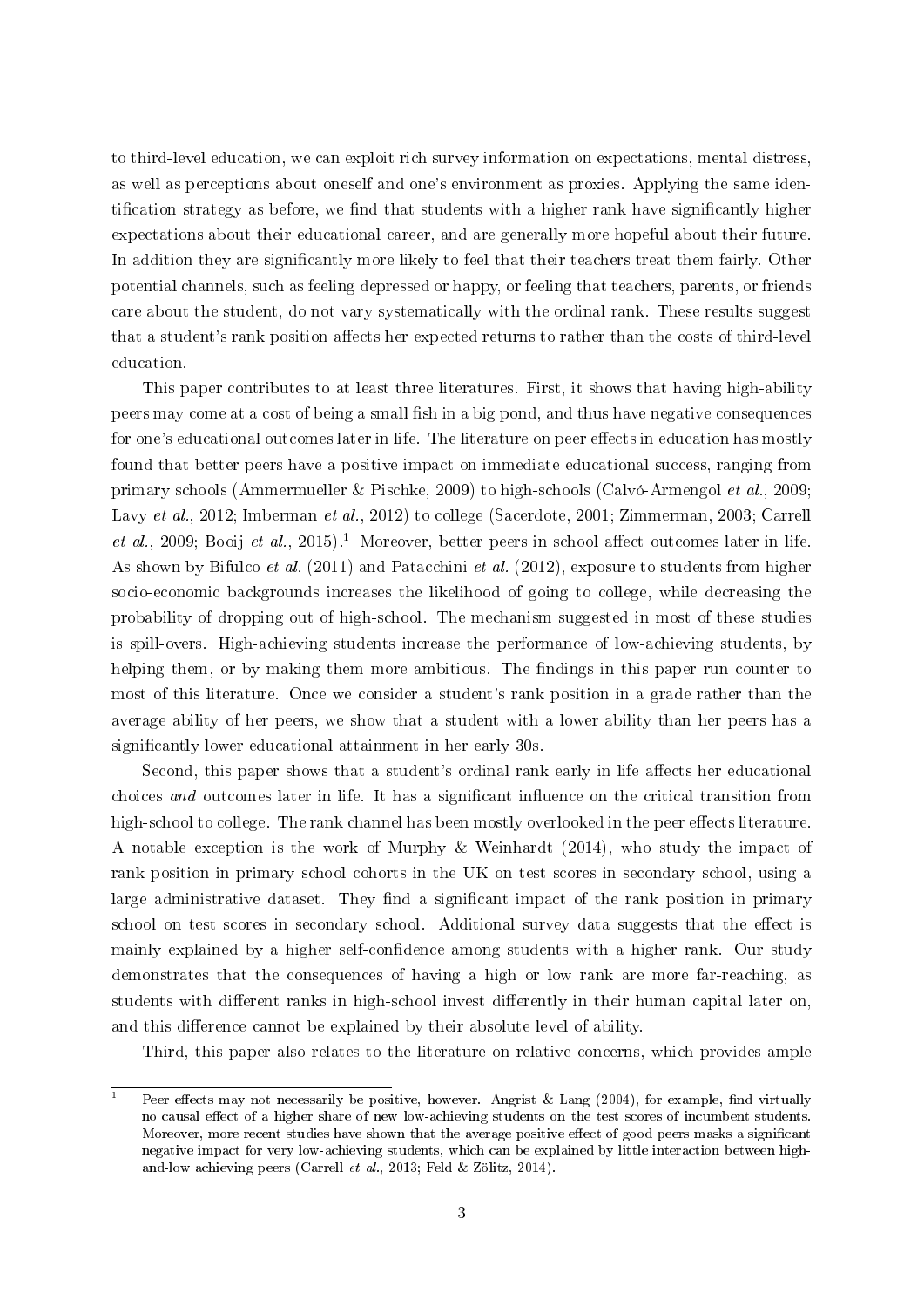to third-level education, we can exploit rich survey information on expectations, mental distress, as well as perceptions about oneself and one's environment as proxies. Applying the same identification strategy as before, we find that students with a higher rank have significantly higher expectations about their educational career, and are generally more hopeful about their future. In addition they are significantly more likely to feel that their teachers treat them fairly. Other potential channels, such as feeling depressed or happy, or feeling that teachers, parents, or friends care about the student, do not vary systematically with the ordinal rank. These results suggest that a student's rank position affects her expected returns to rather than the costs of third-level education.

This paper contributes to at least three literatures. First, it shows that having high-ability peers may come at a cost of being a small fish in a big pond, and thus have negative consequences for one's educational outcomes later in life. The literature on peer effects in education has mostly found that better peers have a positive impact on immediate educational success, ranging from primary schools (Ammermueller & Pischke, 2009) to high-schools (Calvó-Armengol *et al.*, 2009; Lavy *et al.*, 2012; Imberman *et al.*, 2012) to college (Sacerdote, 2001; Zimmerman, 2003; Carrell *et al.*, 2009; Booij *et al.*, 2015).[1] Moreover, better peers in school affect outcomes later in life. As shown by Bifulco *et al.* (2011) and Patacchini *et al.* (2012), exposure to students from higher socio-economic backgrounds increases the likelihood of going to college, while decreasing the probability of dropping out of high-school. The mechanism suggested in most of these studies is spill-overs. High-achieving students increase the performance of low-achieving students, by helping them, or by making them more ambitious. The findings in this paper run counter to most of this literature. Once we consider a student's rank position in a grade rather than the average ability of her peers, we show that a student with a lower ability than her peers has a significantly lower educational attainment in her early 30s.

Second, this paper shows that a student's ordinal rank early in life affects her educational choices *and* outcomes later in life. It has a significant influence on the critical transition from high-school to college. The rank channel has been mostly overlooked in the peer effects literature. A notable exception is the work of Murphy & Weinhardt (2014), who study the impact of rank position in primary school cohorts in the UK on test scores in secondary school, using a large administrative dataset. They find a significant impact of the rank position in primary school on test scores in secondary school. Additional survey data suggests that the effect is mainly explained by a higher self-confidence among students with a higher rank. Our study demonstrates that the consequences of having a high or low rank are more far-reaching, as students with different ranks in high-school invest differently in their human capital later on, and this difference cannot be explained by their absolute level of ability.

Third, this paper also relates to the literature on relative concerns, which provides ample

[1] Peer effects may not necessarily be positive, however. Angrist & Lang (2004), for example, find virtually no causal effect of a higher share of new low-achieving students on the test scores of incumbent students. Moreover, more recent studies have shown that the average positive effect of good peers masks a significant negative impact for very low-achieving students, which can be explained by little interaction between high-and-low achieving peers (Carrell *et al.*, 2013; Feld & Zölitz, 2014).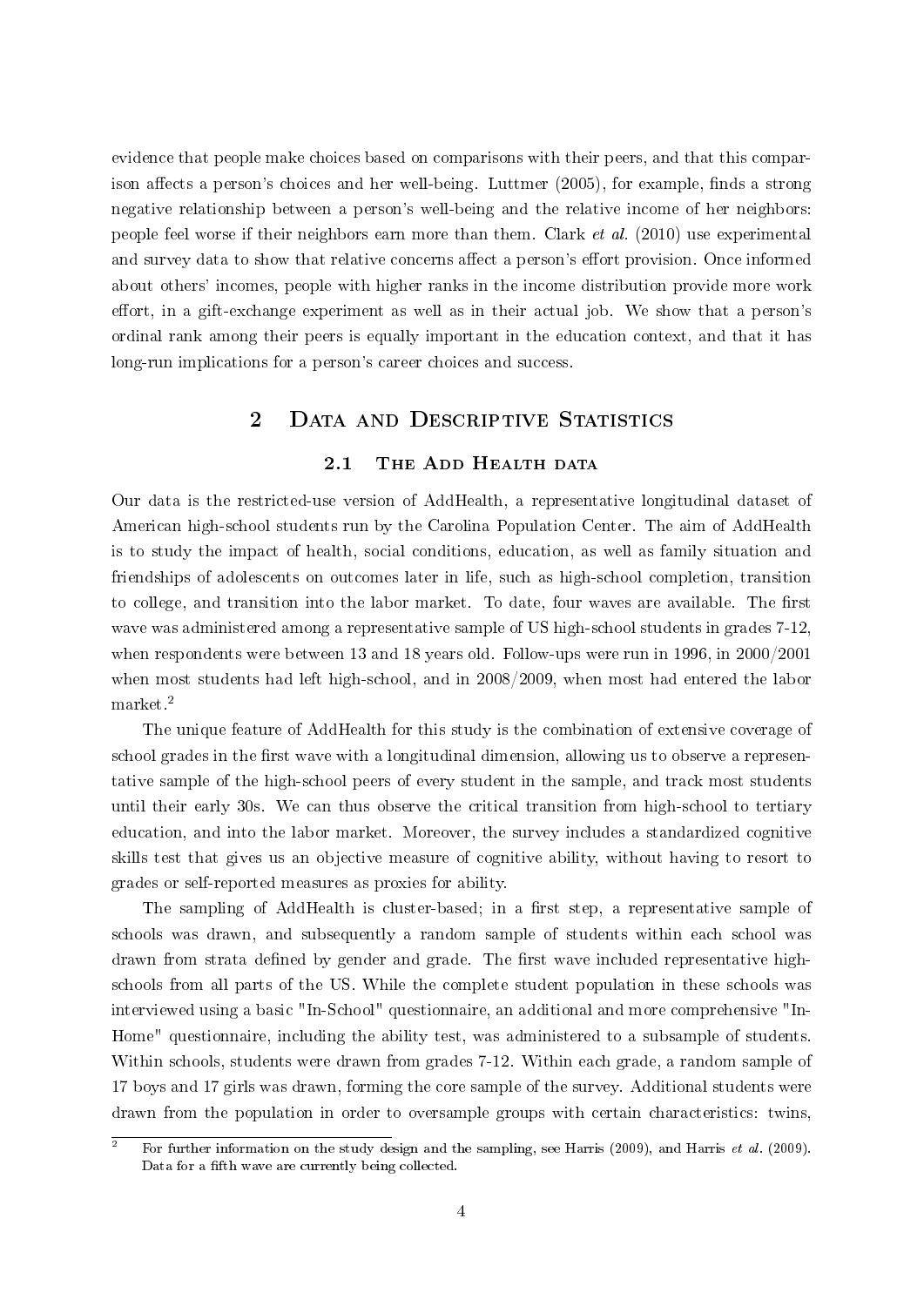evidence that people make choices based on comparisons with their peers, and that this comparison affects a person's choices and her well-being. Luttmer (2005), for example, finds a strong negative relationship between a person's well-being and the relative income of her neighbors: people feel worse if their neighbors earn more than them. Clark *et al.* (2010) use experimental and survey data to show that relative concerns affect a person's effort provision. Once informed about others' incomes, people with higher ranks in the income distribution provide more work effort, in a gift-exchange experiment as well as in their actual job. We show that a person's ordinal rank among their peers is equally important in the education context, and that it has long-run implications for a person's career choices and success.

## 2 Data and Descriptive Statistics

### 2.1 The Add Health data

Our data is the restricted-use version of AddHealth, a representative longitudinal dataset of American high-school students run by the Carolina Population Center. The aim of AddHealth is to study the impact of health, social conditions, education, as well as family situation and friendships of adolescents on outcomes later in life, such as high-school completion, transition to college, and transition into the labor market. To date, four waves are available. The first wave was administered among a representative sample of US high-school students in grades 7-12, when respondents were between 13 and 18 years old. Follow-ups were run in 1996, in 2000/2001 when most students had left high-school, and in 2008/2009, when most had entered the labor market.[2]

The unique feature of AddHealth for this study is the combination of extensive coverage of school grades in the first wave with a longitudinal dimension, allowing us to observe a representative sample of the high-school peers of every student in the sample, and track most students until their early 30s. We can thus observe the critical transition from high-school to tertiary education, and into the labor market. Moreover, the survey includes a standardized cognitive skills test that gives us an objective measure of cognitive ability, without having to resort to grades or self-reported measures as proxies for ability.

The sampling of AddHealth is cluster-based; in a first step, a representative sample of schools was drawn, and subsequently a random sample of students within each school was drawn from strata defined by gender and grade. The first wave included representative high-schools from all parts of the US. While the complete student population in these schools was interviewed using a basic "In-School" questionnaire, an additional and more comprehensive "In-Home" questionnaire, including the ability test, was administered to a subsample of students. Within schools, students were drawn from grades 7-12. Within each grade, a random sample of 17 boys and 17 girls was drawn, forming the core sample of the survey. Additional students were drawn from the population in order to oversample groups with certain characteristics: twins,

---

[2] For further information on the study design and the sampling, see Harris (2009), and Harris *et al.* (2009). Data for a fifth wave are currently being collected.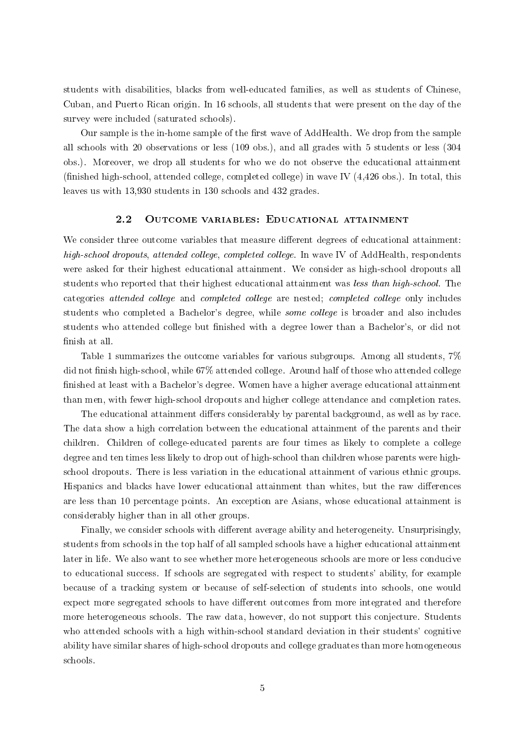students with disabilities, blacks from well-educated families, as well as students of Chinese, Cuban, and Puerto Rican origin. In 16 schools, all students that were present on the day of the survey were included (saturated schools).

Our sample is the in-home sample of the first wave of AddHealth. We drop from the sample all schools with 20 observations or less (109 obs.), and all grades with 5 students or less (304 obs.). Moreover, we drop all students for who we do not observe the educational attainment (finished high-school, attended college, completed college) in wave IV (4,426 obs.). In total, this leaves us with 13,930 students in 130 schools and 432 grades.

### 2.2 Outcome variables: Educational attainment

We consider three outcome variables that measure different degrees of educational attainment: *high-school dropouts*, *attended college*, *completed college*. In wave IV of AddHealth, respondents were asked for their highest educational attainment. We consider as high-school dropouts all students who reported that their highest educational attainment was *less than high-school*. The categories *attended college* and *completed college* are nested; *completed college* only includes students who completed a Bachelor's degree, while *some college* is broader and also includes students who attended college but finished with a degree lower than a Bachelor's, or did not finish at all.

Table 1 summarizes the outcome variables for various subgroups. Among all students, 7% did not finish high-school, while 67% attended college. Around half of those who attended college finished at least with a Bachelor's degree. Women have a higher average educational attainment than men, with fewer high-school dropouts and higher college attendance and completion rates.

The educational attainment differs considerably by parental background, as well as by race. The data show a high correlation between the educational attainment of the parents and their children. Children of college-educated parents are four times as likely to complete a college degree and ten times less likely to drop out of high-school than children whose parents were high-school dropouts. There is less variation in the educational attainment of various ethnic groups. Hispanics and blacks have lower educational attainment than whites, but the raw differences are less than 10 percentage points. An exception are Asians, whose educational attainment is considerably higher than in all other groups.

Finally, we consider schools with different average ability and heterogeneity. Unsurprisingly, students from schools in the top half of all sampled schools have a higher educational attainment later in life. We also want to see whether more heterogeneous schools are more or less conducive to educational success. If schools are segregated with respect to students' ability, for example because of a tracking system or because of self-selection of students into schools, one would expect more segregated schools to have different outcomes from more integrated and therefore more heterogeneous schools. The raw data, however, do not support this conjecture. Students who attended schools with a high within-school standard deviation in their students' cognitive ability have similar shares of high-school dropouts and college graduates than more homogeneous schools.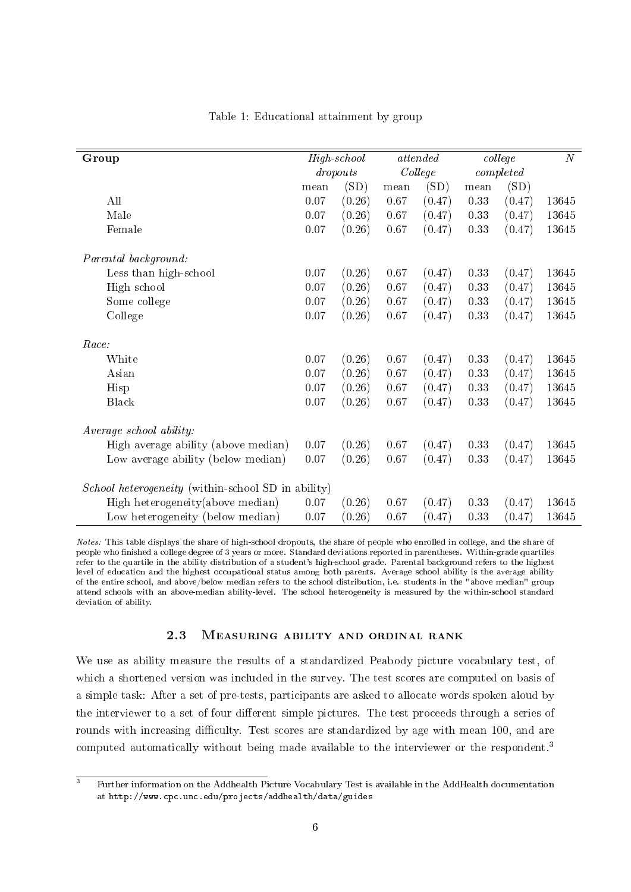Table 1: Educational attainment by group

| **Group** | *High-school dropouts* | | *attended College* | | *college completed* | | *N* |
|---|---|---|---|---|---|---|---|
| | mean | (SD) | mean | (SD) | mean | (SD) | |
| All | 0.07 | (0.26) | 0.67 | (0.47) | 0.33 | (0.47) | 13645 |
| Male | 0.07 | (0.26) | 0.67 | (0.47) | 0.33 | (0.47) | 13645 |
| Female | 0.07 | (0.26) | 0.67 | (0.47) | 0.33 | (0.47) | 13645 |
| *Parental background:* | | | | | | | |
| Less than high-school | 0.07 | (0.26) | 0.67 | (0.47) | 0.33 | (0.47) | 13645 |
| High school | 0.07 | (0.26) | 0.67 | (0.47) | 0.33 | (0.47) | 13645 |
| Some college | 0.07 | (0.26) | 0.67 | (0.47) | 0.33 | (0.47) | 13645 |
| College | 0.07 | (0.26) | 0.67 | (0.47) | 0.33 | (0.47) | 13645 |
| *Race:* | | | | | | | |
| White | 0.07 | (0.26) | 0.67 | (0.47) | 0.33 | (0.47) | 13645 |
| Asian | 0.07 | (0.26) | 0.67 | (0.47) | 0.33 | (0.47) | 13645 |
| Hisp | 0.07 | (0.26) | 0.67 | (0.47) | 0.33 | (0.47) | 13645 |
| Black | 0.07 | (0.26) | 0.67 | (0.47) | 0.33 | (0.47) | 13645 |
| *Average school ability:* | | | | | | | |
| High average ability (above median) | 0.07 | (0.26) | 0.67 | (0.47) | 0.33 | (0.47) | 13645 |
| Low average ability (below median) | 0.07 | (0.26) | 0.67 | (0.47) | 0.33 | (0.47) | 13645 |
| *School heterogeneity* (within-school SD in ability) | | | | | | | |
| High heterogeneity(above median) | 0.07 | (0.26) | 0.67 | (0.47) | 0.33 | (0.47) | 13645 |
| Low heterogeneity (below median) | 0.07 | (0.26) | 0.67 | (0.47) | 0.33 | (0.47) | 13645 |

*Notes:* This table displays the share of high-school dropouts, the share of people who enrolled in college, and the share of people who finished a college degree of 3 years or more. Standard deviations reported in parentheses. Within-grade quartiles refer to the quartile in the ability distribution of a student's high-school grade. Parental background refers to the highest level of education and the highest occupational status among both parents. Average school ability is the average ability of the entire school, and above/below median refers to the school distribution, i.e. students in the "above median" group attend schools with an above-median ability-level. The school heterogeneity is measured by the within-school standard deviation of ability.

### 2.3 Measuring ability and ordinal rank

We use as ability measure the results of a standardized Peabody picture vocabulary test, of which a shortened version was included in the survey. The test scores are computed on basis of a simple task: After a set of pre-tests, participants are asked to allocate words spoken aloud by the interviewer to a set of four different simple pictures. The test proceeds through a series of rounds with increasing difficulty. Test scores are standardized by age with mean 100, and are computed automatically without being made available to the interviewer or the respondent.[3]

[3] Further information on the Addhealth Picture Vocabulary Test is available in the AddHealth documentation at http://www.cpc.unc.edu/projects/addhealth/data/guides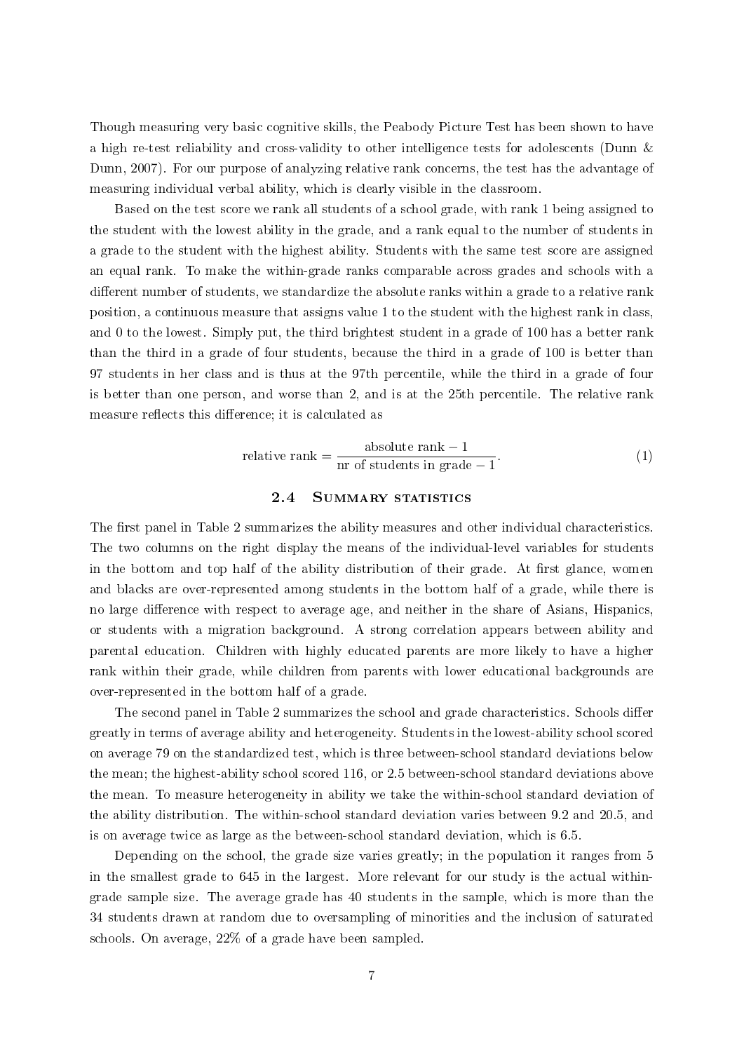Though measuring very basic cognitive skills, the Peabody Picture Test has been shown to have a high re-test reliability and cross-validity to other intelligence tests for adolescents (Dunn & Dunn, 2007). For our purpose of analyzing relative rank concerns, the test has the advantage of measuring individual verbal ability, which is clearly visible in the classroom.

Based on the test score we rank all students of a school grade, with rank 1 being assigned to the student with the lowest ability in the grade, and a rank equal to the number of students in a grade to the student with the highest ability. Students with the same test score are assigned an equal rank. To make the within-grade ranks comparable across grades and schools with a different number of students, we standardize the absolute ranks within a grade to a relative rank position, a continuous measure that assigns value 1 to the student with the highest rank in class, and 0 to the lowest. Simply put, the third brightest student in a grade of 100 has a better rank than the third in a grade of four students, because the third in a grade of 100 is better than 97 students in her class and is thus at the 97th percentile, while the third in a grade of four is better than one person, and worse than 2, and is at the 25th percentile. The relative rank measure reflects this difference; it is calculated as

$$\text{relative rank} = \frac{\text{absolute rank} - 1}{\text{nr of students in grade} - 1}. \tag{1}$$

### 2.4 Summary statistics

The first panel in Table 2 summarizes the ability measures and other individual characteristics. The two columns on the right display the means of the individual-level variables for students in the bottom and top half of the ability distribution of their grade. At first glance, women and blacks are over-represented among students in the bottom half of a grade, while there is no large difference with respect to average age, and neither in the share of Asians, Hispanics, or students with a migration background. A strong correlation appears between ability and parental education. Children with highly educated parents are more likely to have a higher rank within their grade, while children from parents with lower educational backgrounds are over-represented in the bottom half of a grade.

The second panel in Table 2 summarizes the school and grade characteristics. Schools differ greatly in terms of average ability and heterogeneity. Students in the lowest-ability school scored on average 79 on the standardized test, which is three between-school standard deviations below the mean; the highest-ability school scored 116, or 2.5 between-school standard deviations above the mean. To measure heterogeneity in ability we take the within-school standard deviation of the ability distribution. The within-school standard deviation varies between 9.2 and 20.5, and is on average twice as large as the between-school standard deviation, which is 6.5.

Depending on the school, the grade size varies greatly; in the population it ranges from 5 in the smallest grade to 645 in the largest. More relevant for our study is the actual within-grade sample size. The average grade has 40 students in the sample, which is more than the 34 students drawn at random due to oversampling of minorities and the inclusion of saturated schools. On average, 22% of a grade have been sampled.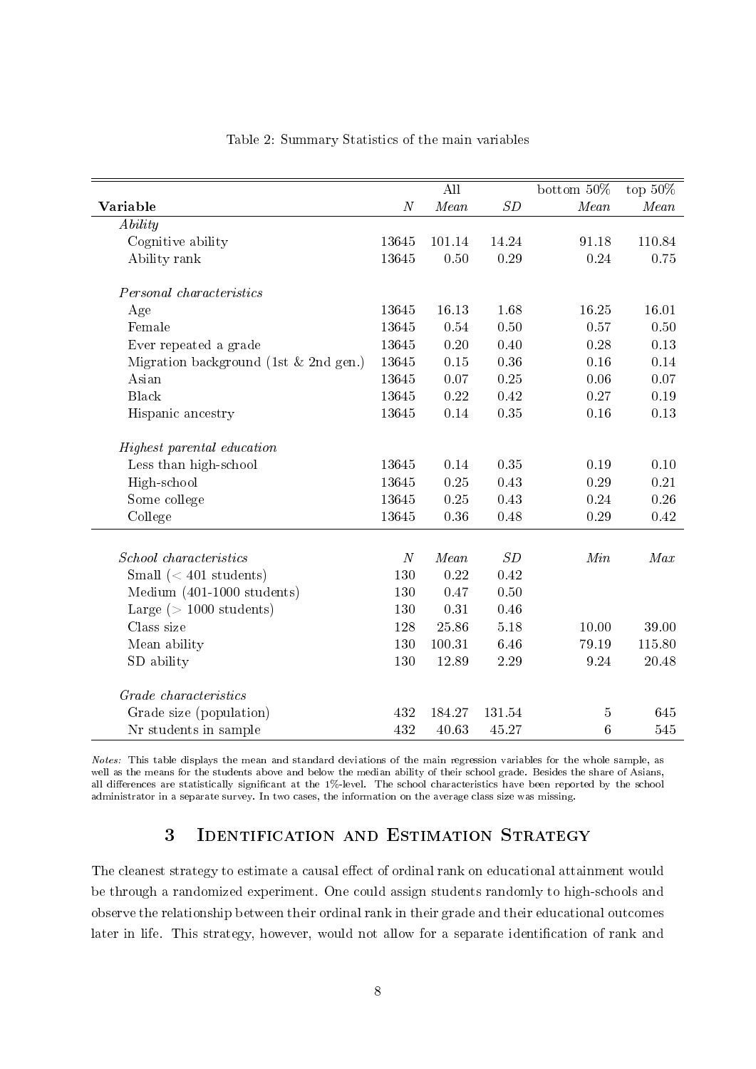Table 2: Summary Statistics of the main variables

| | | All | | bottom 50% | top 50% |
|---|---|---|---|---|---|
| **Variable** | *N* | *Mean* | *SD* | *Mean* | *Mean* |
| *Ability* | | | | | |
| Cognitive ability | 13645 | 101.14 | 14.24 | 91.18 | 110.84 |
| Ability rank | 13645 | 0.50 | 0.29 | 0.24 | 0.75 |
| *Personal characteristics* | | | | | |
| Age | 13645 | 16.13 | 1.68 | 16.25 | 16.01 |
| Female | 13645 | 0.54 | 0.50 | 0.57 | 0.50 |
| Ever repeated a grade | 13645 | 0.20 | 0.40 | 0.28 | 0.13 |
| Migration background (1st & 2nd gen.) | 13645 | 0.15 | 0.36 | 0.16 | 0.14 |
| Asian | 13645 | 0.07 | 0.25 | 0.06 | 0.07 |
| Black | 13645 | 0.22 | 0.42 | 0.27 | 0.19 |
| Hispanic ancestry | 13645 | 0.14 | 0.35 | 0.16 | 0.13 |
| *Highest parental education* | | | | | |
| Less than high-school | 13645 | 0.14 | 0.35 | 0.19 | 0.10 |
| High-school | 13645 | 0.25 | 0.43 | 0.29 | 0.21 |
| Some college | 13645 | 0.25 | 0.43 | 0.24 | 0.26 |
| College | 13645 | 0.36 | 0.48 | 0.29 | 0.42 |
| *School characteristics* | *N* | *Mean* | *SD* | *Min* | *Max* |
| Small (< 401 students) | 130 | 0.22 | 0.42 | | |
| Medium (401-1000 students) | 130 | 0.47 | 0.50 | | |
| Large (> 1000 students) | 130 | 0.31 | 0.46 | | |
| Class size | 128 | 25.86 | 5.18 | 10.00 | 39.00 |
| Mean ability | 130 | 100.31 | 6.46 | 79.19 | 115.80 |
| SD ability | 130 | 12.89 | 2.29 | 9.24 | 20.48 |
| *Grade characteristics* | | | | | |
| Grade size (population) | 432 | 184.27 | 131.54 | 5 | 645 |
| Nr students in sample | 432 | 40.63 | 45.27 | 6 | 545 |

*Notes:* This table displays the mean and standard deviations of the main regression variables for the whole sample, as well as the means for the students above and below the median ability of their school grade. Besides the share of Asians, all differences are statistically significant at the 1%-level. The school characteristics have been reported by the school administrator in a separate survey. In two cases, the information on the average class size was missing.

# 3 Identification and Estimation Strategy

The cleanest strategy to estimate a causal effect of ordinal rank on educational attainment would be through a randomized experiment. One could assign students randomly to high-schools and observe the relationship between their ordinal rank in their grade and their educational outcomes later in life. This strategy, however, would not allow for a separate identification of rank and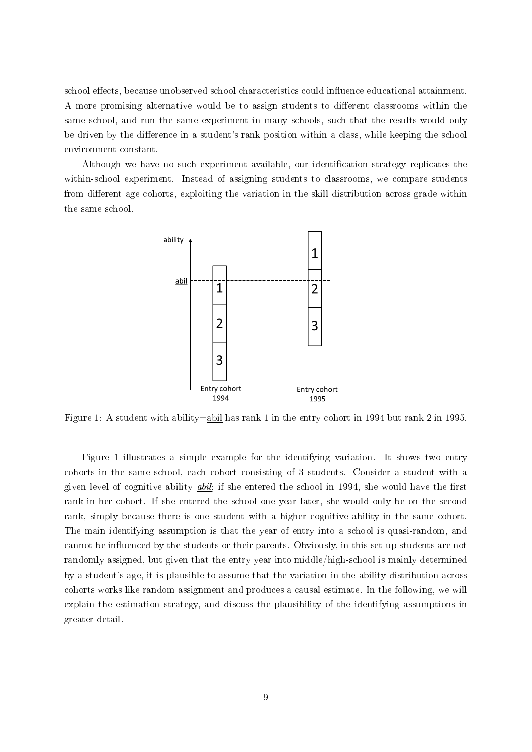school effects, because unobserved school characteristics could influence educational attainment. A more promising alternative would be to assign students to different classrooms within the same school, and run the same experiment in many schools, such that the results would only be driven by the difference in a student's rank position within a class, while keeping the school environment constant.

Although we have no such experiment available, our identification strategy replicates the within-school experiment. Instead of assigning students to classrooms, we compare students from different age cohorts, exploiting the variation in the skill distribution across grade within the same school.

Figure 1: A student with ability=<u>abil</u> has rank 1 in the entry cohort in 1994 but rank 2 in 1995.

Figure 1 illustrates a simple example for the identifying variation. It shows two entry cohorts in the same school, each cohort consisting of 3 students. Consider a student with a given level of cognitive ability <u>*abil*</u>; if she entered the school in 1994, she would have the first rank in her cohort. If she entered the school one year later, she would only be on the second rank, simply because there is one student with a higher cognitive ability in the same cohort. The main identifying assumption is that the year of entry into a school is quasi-random, and cannot be influenced by the students or their parents. Obviously, in this set-up students are not randomly assigned, but given that the entry year into middle/high-school is mainly determined by a student's age, it is plausible to assume that the variation in the ability distribution across cohorts works like random assignment and produces a causal estimate. In the following, we will explain the estimation strategy, and discuss the plausibility of the identifying assumptions in greater detail.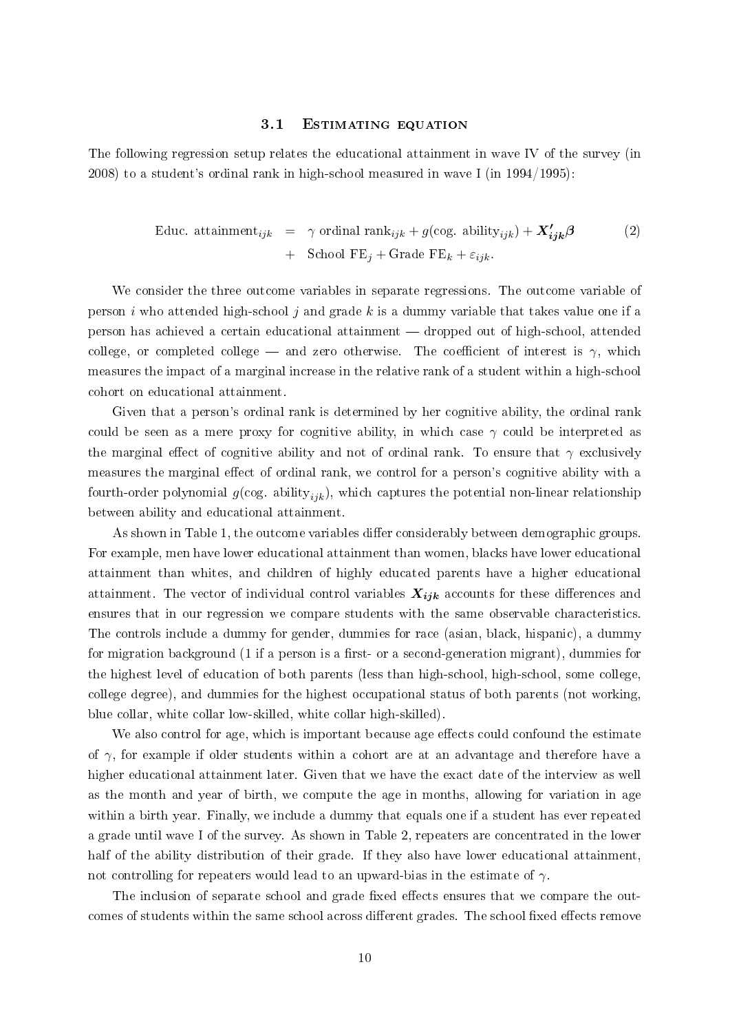### 3.1 Estimating equation

The following regression setup relates the educational attainment in wave IV of the survey (in 2008) to a student's ordinal rank in high-school measured in wave I (in 1994/1995):

$$\begin{aligned} \text{Educ. attainment}_{ijk} &= \gamma \text{ ordinal rank}_{ijk} + g(\text{cog. ability}_{ijk}) + \boldsymbol{X'_{ijk}}\boldsymbol{\beta} \\ &+ \text{School FE}_j + \text{Grade FE}_k + \varepsilon_{ijk}. \end{aligned} \tag{2}$$

We consider the three outcome variables in separate regressions. The outcome variable of person $i$ who attended high-school $j$ and grade $k$ is a dummy variable that takes value one if a person has achieved a certain educational attainment — dropped out of high-school, attended college, or completed college — and zero otherwise. The coefficient of interest is $\gamma$, which measures the impact of a marginal increase in the relative rank of a student within a high-school cohort on educational attainment.

Given that a person's ordinal rank is determined by her cognitive ability, the ordinal rank could be seen as a mere proxy for cognitive ability, in which case $\gamma$ could be interpreted as the marginal effect of cognitive ability and not of ordinal rank. To ensure that $\gamma$ exclusively measures the marginal effect of ordinal rank, we control for a person's cognitive ability with a fourth-order polynomial $g(\text{cog. ability}_{ijk})$, which captures the potential non-linear relationship between ability and educational attainment.

As shown in Table 1, the outcome variables differ considerably between demographic groups. For example, men have lower educational attainment than women, blacks have lower educational attainment than whites, and children of highly educated parents have a higher educational attainment. The vector of individual control variables $\boldsymbol{X_{ijk}}$ accounts for these differences and ensures that in our regression we compare students with the same observable characteristics. The controls include a dummy for gender, dummies for race (asian, black, hispanic), a dummy for migration background (1 if a person is a first- or a second-generation migrant), dummies for the highest level of education of both parents (less than high-school, high-school, some college, college degree), and dummies for the highest occupational status of both parents (not working, blue collar, white collar low-skilled, white collar high-skilled).

We also control for age, which is important because age effects could confound the estimate of $\gamma$, for example if older students within a cohort are at an advantage and therefore have a higher educational attainment later. Given that we have the exact date of the interview as well as the month and year of birth, we compute the age in months, allowing for variation in age within a birth year. Finally, we include a dummy that equals one if a student has ever repeated a grade until wave I of the survey. As shown in Table 2, repeaters are concentrated in the lower half of the ability distribution of their grade. If they also have lower educational attainment, not controlling for repeaters would lead to an upward-bias in the estimate of $\gamma$.

The inclusion of separate school and grade fixed effects ensures that we compare the outcomes of students within the same school across different grades. The school fixed effects remove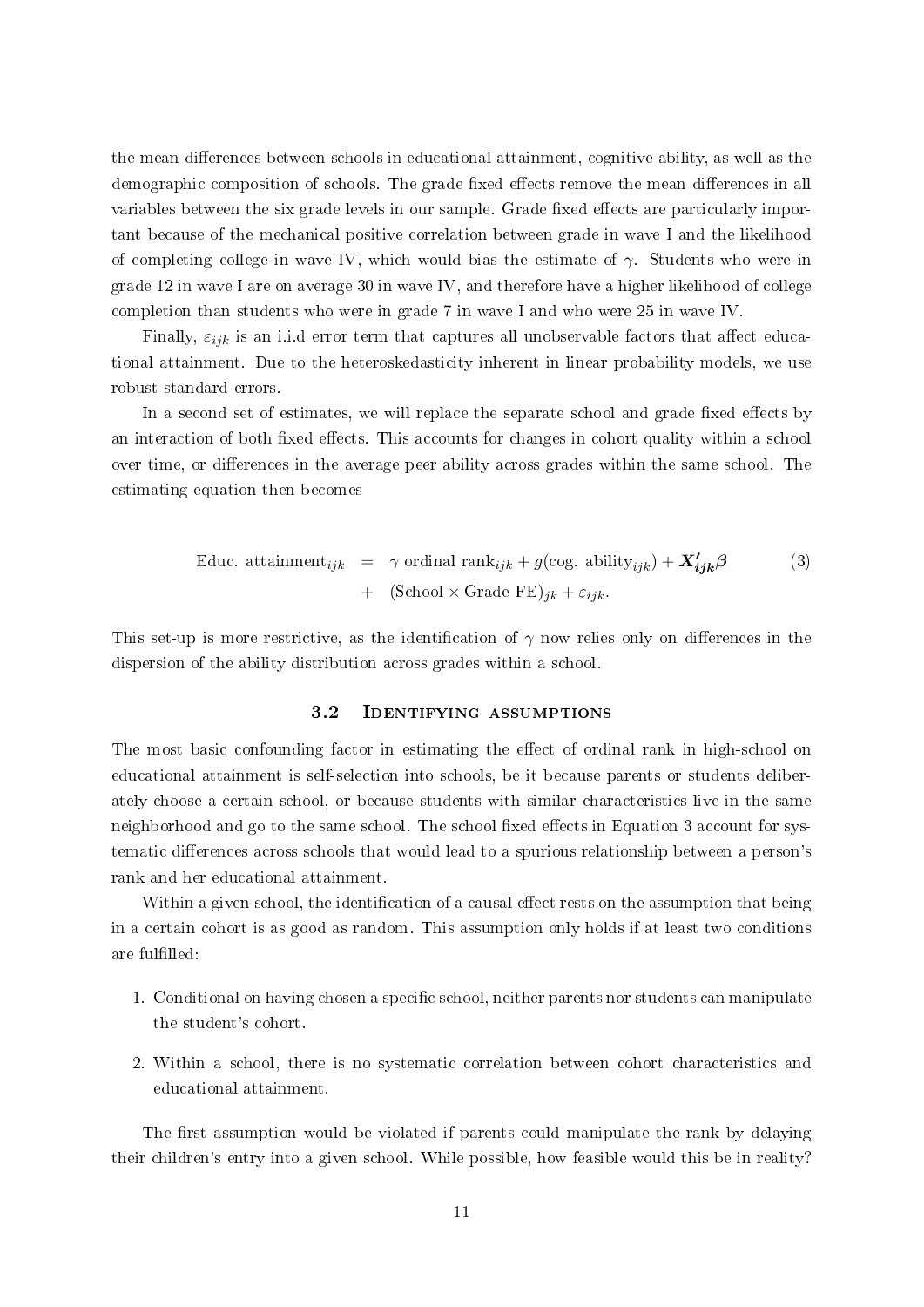the mean differences between schools in educational attainment, cognitive ability, as well as the demographic composition of schools. The grade fixed effects remove the mean differences in all variables between the six grade levels in our sample. Grade fixed effects are particularly important because of the mechanical positive correlation between grade in wave I and the likelihood of completing college in wave IV, which would bias the estimate of $\gamma$. Students who were in grade 12 in wave I are on average 30 in wave IV, and therefore have a higher likelihood of college completion than students who were in grade 7 in wave I and who were 25 in wave IV.

Finally, $\varepsilon_{ijk}$ is an i.i.d error term that captures all unobservable factors that affect educational attainment. Due to the heteroskedasticity inherent in linear probability models, we use robust standard errors.

In a second set of estimates, we will replace the separate school and grade fixed effects by an interaction of both fixed effects. This accounts for changes in cohort quality within a school over time, or differences in the average peer ability across grades within the same school. The estimating equation then becomes

$$
\begin{aligned}
\text{Educ. attainment}_{ijk} &= \gamma \text{ ordinal rank}_{ijk} + g(\text{cog. ability}_{ijk}) + \boldsymbol{X'_{ijk}\beta} \\
&+ (\text{School} \times \text{Grade FE})_{jk} + \varepsilon_{ijk}.
\end{aligned} \tag{3}
$$

This set-up is more restrictive, as the identification of $\gamma$ now relies only on differences in the dispersion of the ability distribution across grades within a school.

### 3.2 Identifying assumptions

The most basic confounding factor in estimating the effect of ordinal rank in high-school on educational attainment is self-selection into schools, be it because parents or students deliberately choose a certain school, or because students with similar characteristics live in the same neighborhood and go to the same school. The school fixed effects in Equation 3 account for systematic differences across schools that would lead to a spurious relationship between a person's rank and her educational attainment.

Within a given school, the identification of a causal effect rests on the assumption that being in a certain cohort is as good as random. This assumption only holds if at least two conditions are fulfilled:

1. Conditional on having chosen a specific school, neither parents nor students can manipulate the student's cohort.
2. Within a school, there is no systematic correlation between cohort characteristics and educational attainment.

The first assumption would be violated if parents could manipulate the rank by delaying their children's entry into a given school. While possible, how feasible would this be in reality?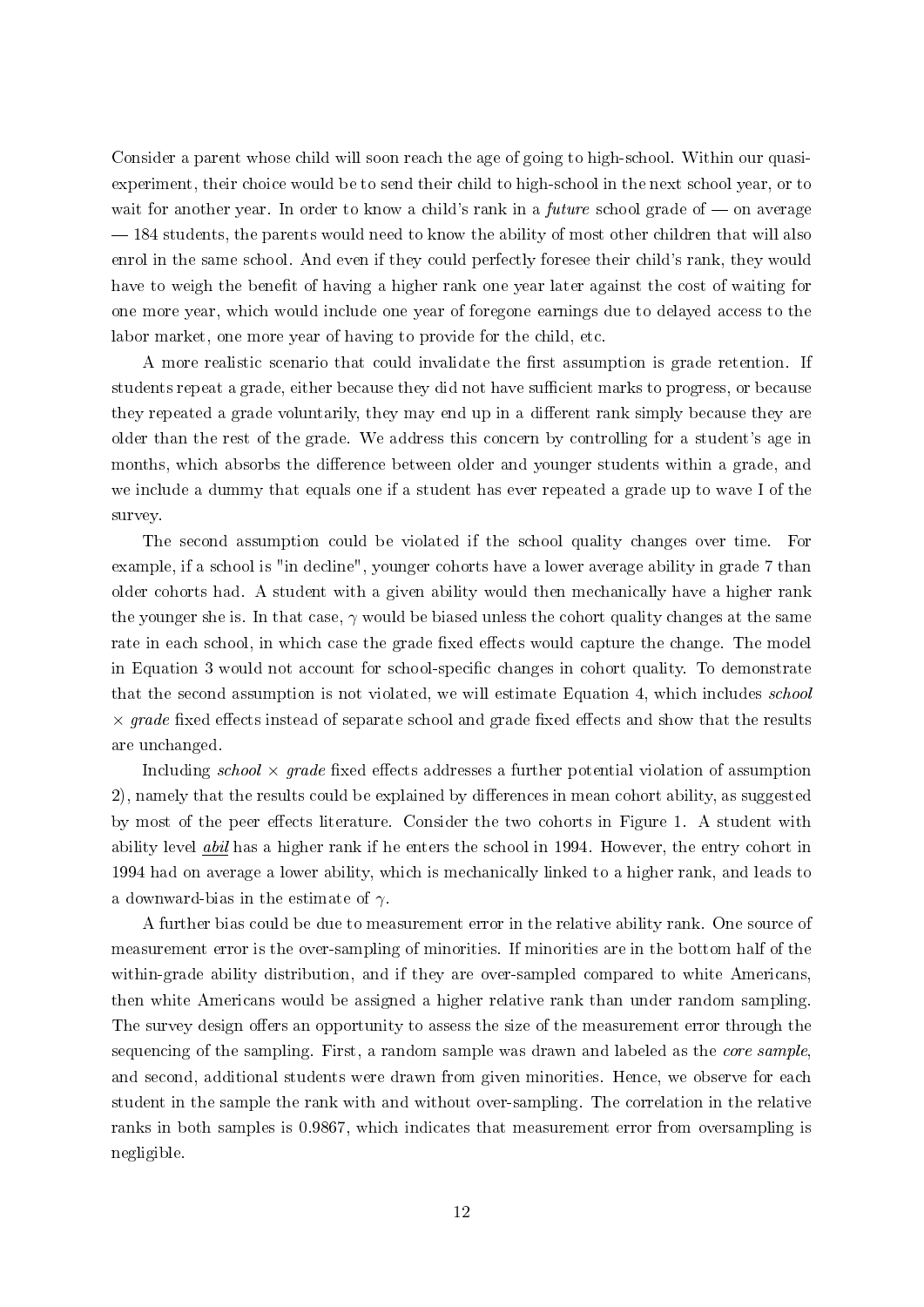Consider a parent whose child will soon reach the age of going to high-school. Within our quasi-experiment, their choice would be to send their child to high-school in the next school year, or to wait for another year. In order to know a child's rank in a *future* school grade of — on average — 184 students, the parents would need to know the ability of most other children that will also enrol in the same school. And even if they could perfectly foresee their child's rank, they would have to weigh the benefit of having a higher rank one year later against the cost of waiting for one more year, which would include one year of foregone earnings due to delayed access to the labor market, one more year of having to provide for the child, etc.

A more realistic scenario that could invalidate the first assumption is grade retention. If students repeat a grade, either because they did not have sufficient marks to progress, or because they repeated a grade voluntarily, they may end up in a different rank simply because they are older than the rest of the grade. We address this concern by controlling for a student's age in months, which absorbs the difference between older and younger students within a grade, and we include a dummy that equals one if a student has ever repeated a grade up to wave I of the survey.

The second assumption could be violated if the school quality changes over time. For example, if a school is "in decline", younger cohorts have a lower average ability in grade 7 than older cohorts had. A student with a given ability would then mechanically have a higher rank the younger she is. In that case, $\gamma$ would be biased unless the cohort quality changes at the same rate in each school, in which case the grade fixed effects would capture the change. The model in Equation 3 would not account for school-specific changes in cohort quality. To demonstrate that the second assumption is not violated, we will estimate Equation 4, which includes *school* $\times$ *grade* fixed effects instead of separate school and grade fixed effects and show that the results are unchanged.

Including *school* $\times$ *grade* fixed effects addresses a further potential violation of assumption 2), namely that the results could be explained by differences in mean cohort ability, as suggested by most of the peer effects literature. Consider the two cohorts in Figure 1. A student with ability level $\underline{abil}$ has a higher rank if he enters the school in 1994. However, the entry cohort in 1994 had on average a lower ability, which is mechanically linked to a higher rank, and leads to a downward-bias in the estimate of $\gamma$.

A further bias could be due to measurement error in the relative ability rank. One source of measurement error is the over-sampling of minorities. If minorities are in the bottom half of the within-grade ability distribution, and if they are over-sampled compared to white Americans, then white Americans would be assigned a higher relative rank than under random sampling. The survey design offers an opportunity to assess the size of the measurement error through the sequencing of the sampling. First, a random sample was drawn and labeled as the *core sample*, and second, additional students were drawn from given minorities. Hence, we observe for each student in the sample the rank with and without over-sampling. The correlation in the relative ranks in both samples is 0.9867, which indicates that measurement error from oversampling is negligible.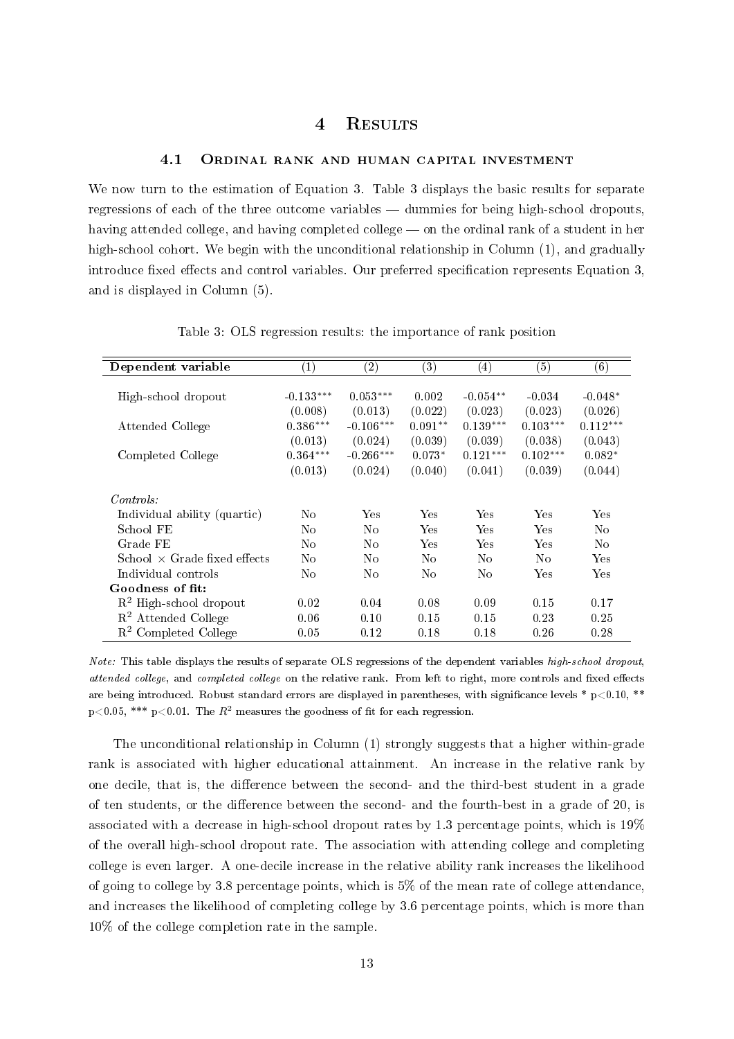# 4 Results

## 4.1 Ordinal rank and human capital investment

We now turn to the estimation of Equation 3. Table 3 displays the basic results for separate regressions of each of the three outcome variables — dummies for being high-school dropouts, having attended college, and having completed college — on the ordinal rank of a student in her high-school cohort. We begin with the unconditional relationship in Column (1), and gradually introduce fixed effects and control variables. Our preferred specification represents Equation 3, and is displayed in Column (5).

Table 3: OLS regression results: the importance of rank position

| **Dependent variable** | (1) | (2) | (3) | (4) | (5) | (6) |
|---|---|---|---|---|---|---|
| High-school dropout | -0.133*** | 0.053*** | 0.002 | -0.054** | -0.034 | -0.048* |
| | (0.008) | (0.013) | (0.022) | (0.023) | (0.023) | (0.026) |
| Attended College | 0.386*** | -0.106*** | 0.091** | 0.139*** | 0.103*** | 0.112*** |
| | (0.013) | (0.024) | (0.039) | (0.039) | (0.038) | (0.043) |
| Completed College | 0.364*** | -0.266*** | 0.073* | 0.121*** | 0.102*** | 0.082* |
| | (0.013) | (0.024) | (0.040) | (0.041) | (0.039) | (0.044) |
| *Controls:* | | | | | | |
| Individual ability (quartic) | No | Yes | Yes | Yes | Yes | Yes |
| School FE | No | No | Yes | Yes | Yes | No |
| Grade FE | No | No | Yes | Yes | Yes | No |
| School × Grade fixed effects | No | No | No | No | No | Yes |
| Individual controls | No | No | No | No | Yes | Yes |
| **Goodness of fit:** | | | | | | |
| $R^2$ High-school dropout | 0.02 | 0.04 | 0.08 | 0.09 | 0.15 | 0.17 |
| $R^2$ Attended College | 0.06 | 0.10 | 0.15 | 0.15 | 0.23 | 0.25 |
| $R^2$ Completed College | 0.05 | 0.12 | 0.18 | 0.18 | 0.26 | 0.28 |

*Note:* This table displays the results of separate OLS regressions of the dependent variables *high-school dropout*, *attended college*, and *completed college* on the relative rank. From left to right, more controls and fixed effects are being introduced. Robust standard errors are displayed in parentheses, with significance levels * $p<0.10$, ** $p<0.05$, *** $p<0.01$. The $R^2$ measures the goodness of fit for each regression.

The unconditional relationship in Column (1) strongly suggests that a higher within-grade rank is associated with higher educational attainment. An increase in the relative rank by one decile, that is, the difference between the second- and the third-best student in a grade of ten students, or the difference between the second- and the fourth-best in a grade of 20, is associated with a decrease in high-school dropout rates by 1.3 percentage points, which is 19% of the overall high-school dropout rate. The association with attending college and completing college is even larger. A one-decile increase in the relative ability rank increases the likelihood of going to college by 3.8 percentage points, which is 5% of the mean rate of college attendance, and increases the likelihood of completing college by 3.6 percentage points, which is more than 10% of the college completion rate in the sample.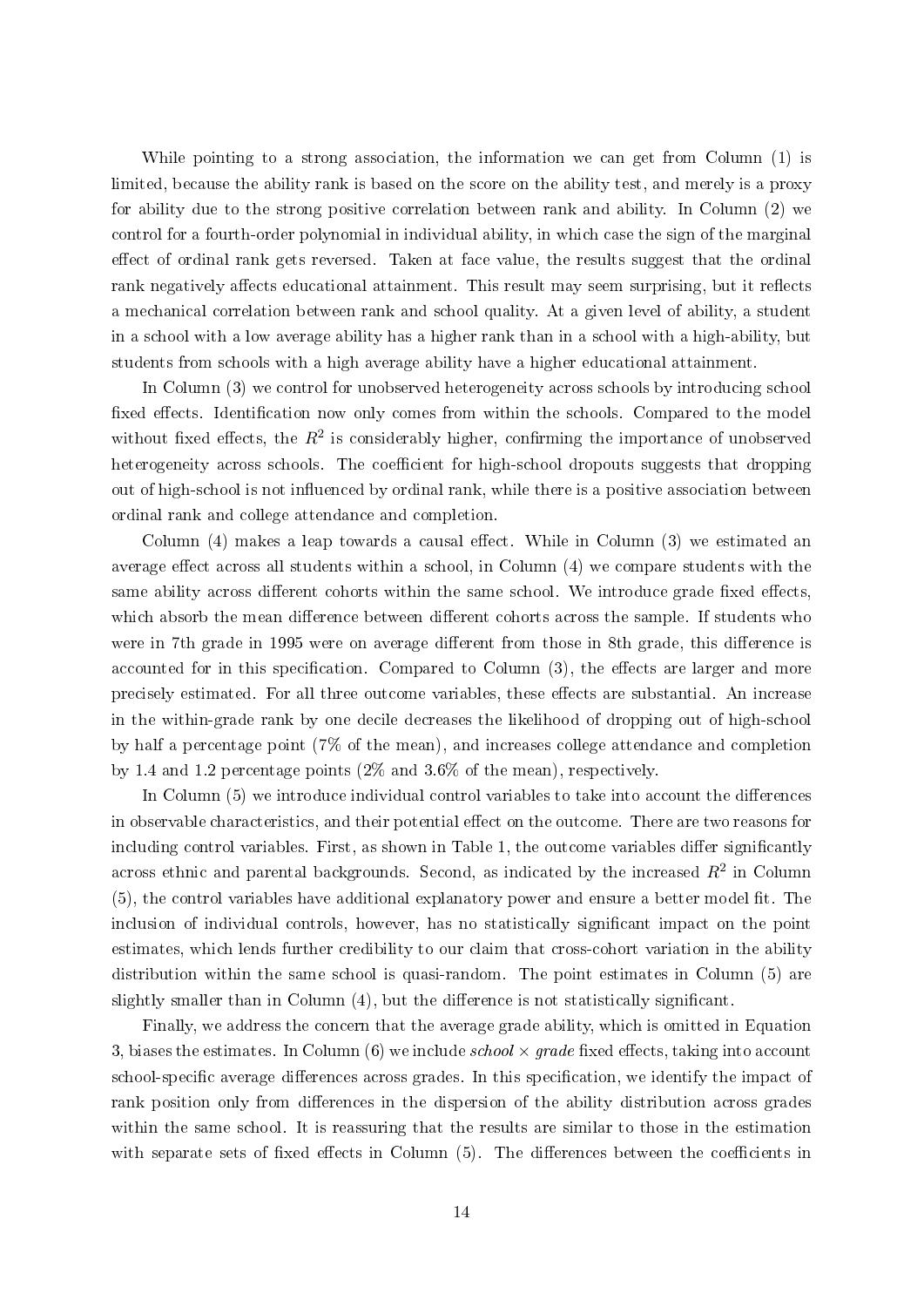While pointing to a strong association, the information we can get from Column (1) is limited, because the ability rank is based on the score on the ability test, and merely is a proxy for ability due to the strong positive correlation between rank and ability. In Column (2) we control for a fourth-order polynomial in individual ability, in which case the sign of the marginal effect of ordinal rank gets reversed. Taken at face value, the results suggest that the ordinal rank negatively affects educational attainment. This result may seem surprising, but it reflects a mechanical correlation between rank and school quality. At a given level of ability, a student in a school with a low average ability has a higher rank than in a school with a high-ability, but students from schools with a high average ability have a higher educational attainment.

In Column (3) we control for unobserved heterogeneity across schools by introducing school fixed effects. Identification now only comes from within the schools. Compared to the model without fixed effects, the $R^2$ is considerably higher, confirming the importance of unobserved heterogeneity across schools. The coefficient for high-school dropouts suggests that dropping out of high-school is not influenced by ordinal rank, while there is a positive association between ordinal rank and college attendance and completion.

Column (4) makes a leap towards a causal effect. While in Column (3) we estimated an average effect across all students within a school, in Column (4) we compare students with the same ability across different cohorts within the same school. We introduce grade fixed effects, which absorb the mean difference between different cohorts across the sample. If students who were in 7th grade in 1995 were on average different from those in 8th grade, this difference is accounted for in this specification. Compared to Column (3), the effects are larger and more precisely estimated. For all three outcome variables, these effects are substantial. An increase in the within-grade rank by one decile decreases the likelihood of dropping out of high-school by half a percentage point (7% of the mean), and increases college attendance and completion by 1.4 and 1.2 percentage points (2% and 3.6% of the mean), respectively.

In Column (5) we introduce individual control variables to take into account the differences in observable characteristics, and their potential effect on the outcome. There are two reasons for including control variables. First, as shown in Table 1, the outcome variables differ significantly across ethnic and parental backgrounds. Second, as indicated by the increased $R^2$ in Column (5), the control variables have additional explanatory power and ensure a better model fit. The inclusion of individual controls, however, has no statistically significant impact on the point estimates, which lends further credibility to our claim that cross-cohort variation in the ability distribution within the same school is quasi-random. The point estimates in Column (5) are slightly smaller than in Column (4), but the difference is not statistically significant.

Finally, we address the concern that the average grade ability, which is omitted in Equation 3, biases the estimates. In Column (6) we include *school* $\times$ *grade* fixed effects, taking into account school-specific average differences across grades. In this specification, we identify the impact of rank position only from differences in the dispersion of the ability distribution across grades within the same school. It is reassuring that the results are similar to those in the estimation with separate sets of fixed effects in Column (5). The differences between the coefficients in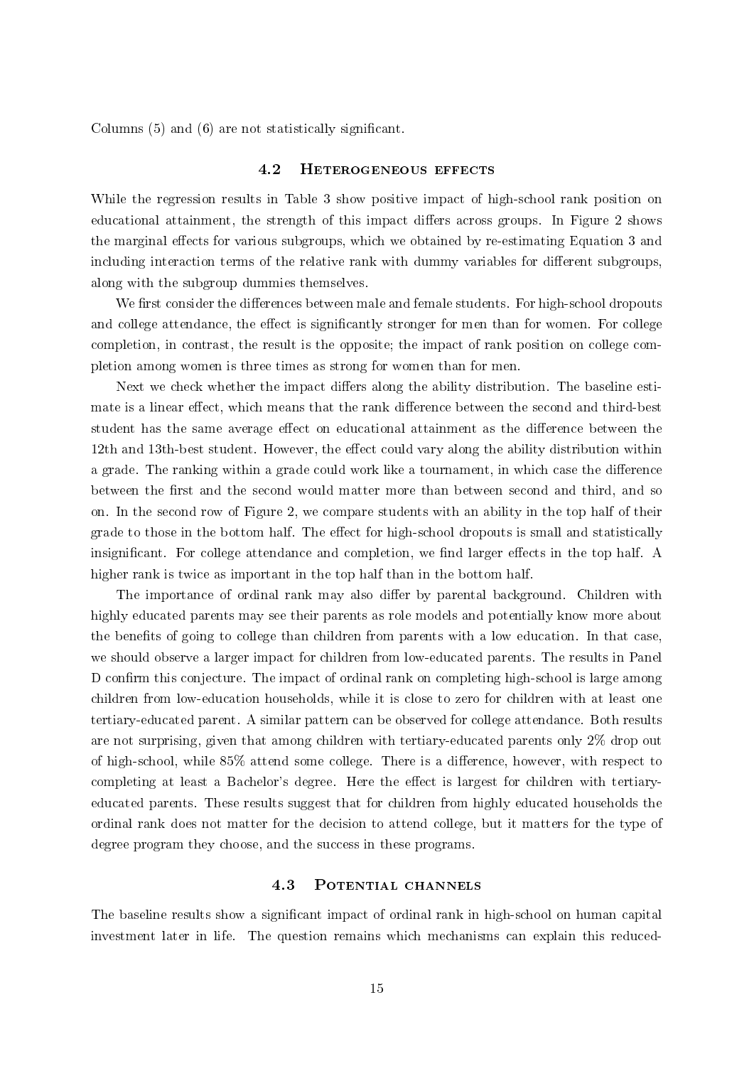Columns (5) and (6) are not statistically significant.

### 4.2 Heterogeneous effects

While the regression results in Table 3 show positive impact of high-school rank position on educational attainment, the strength of this impact differs across groups. In Figure 2 shows the marginal effects for various subgroups, which we obtained by re-estimating Equation 3 and including interaction terms of the relative rank with dummy variables for different subgroups, along with the subgroup dummies themselves.

We first consider the differences between male and female students. For high-school dropouts and college attendance, the effect is significantly stronger for men than for women. For college completion, in contrast, the result is the opposite; the impact of rank position on college completion among women is three times as strong for women than for men.

Next we check whether the impact differs along the ability distribution. The baseline estimate is a linear effect, which means that the rank difference between the second and third-best student has the same average effect on educational attainment as the difference between the 12th and 13th-best student. However, the effect could vary along the ability distribution within a grade. The ranking within a grade could work like a tournament, in which case the difference between the first and the second would matter more than between second and third, and so on. In the second row of Figure 2, we compare students with an ability in the top half of their grade to those in the bottom half. The effect for high-school dropouts is small and statistically insignificant. For college attendance and completion, we find larger effects in the top half. A higher rank is twice as important in the top half than in the bottom half.

The importance of ordinal rank may also differ by parental background. Children with highly educated parents may see their parents as role models and potentially know more about the benefits of going to college than children from parents with a low education. In that case, we should observe a larger impact for children from low-educated parents. The results in Panel D confirm this conjecture. The impact of ordinal rank on completing high-school is large among children from low-education households, while it is close to zero for children with at least one tertiary-educated parent. A similar pattern can be observed for college attendance. Both results are not surprising, given that among children with tertiary-educated parents only 2% drop out of high-school, while 85% attend some college. There is a difference, however, with respect to completing at least a Bachelor's degree. Here the effect is largest for children with tertiary-educated parents. These results suggest that for children from highly educated households the ordinal rank does not matter for the decision to attend college, but it matters for the type of degree program they choose, and the success in these programs.

### 4.3 Potential channels

The baseline results show a significant impact of ordinal rank in high-school on human capital investment later in life. The question remains which mechanisms can explain this reduced-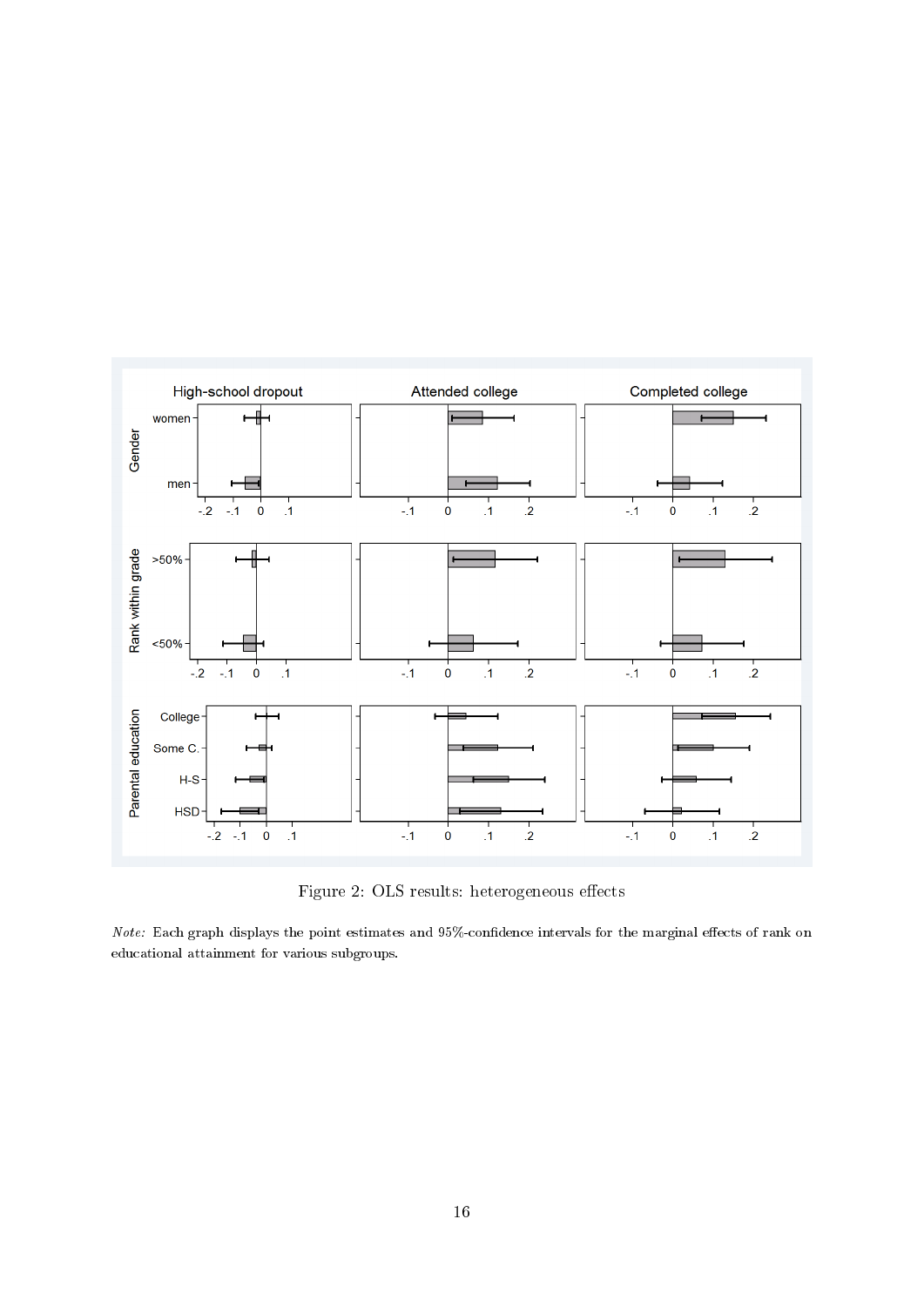Figure 2: OLS results: heterogeneous effects

*Note:* Each graph displays the point estimates and 95%-confidence intervals for the marginal effects of rank on educational attainment for various subgroups.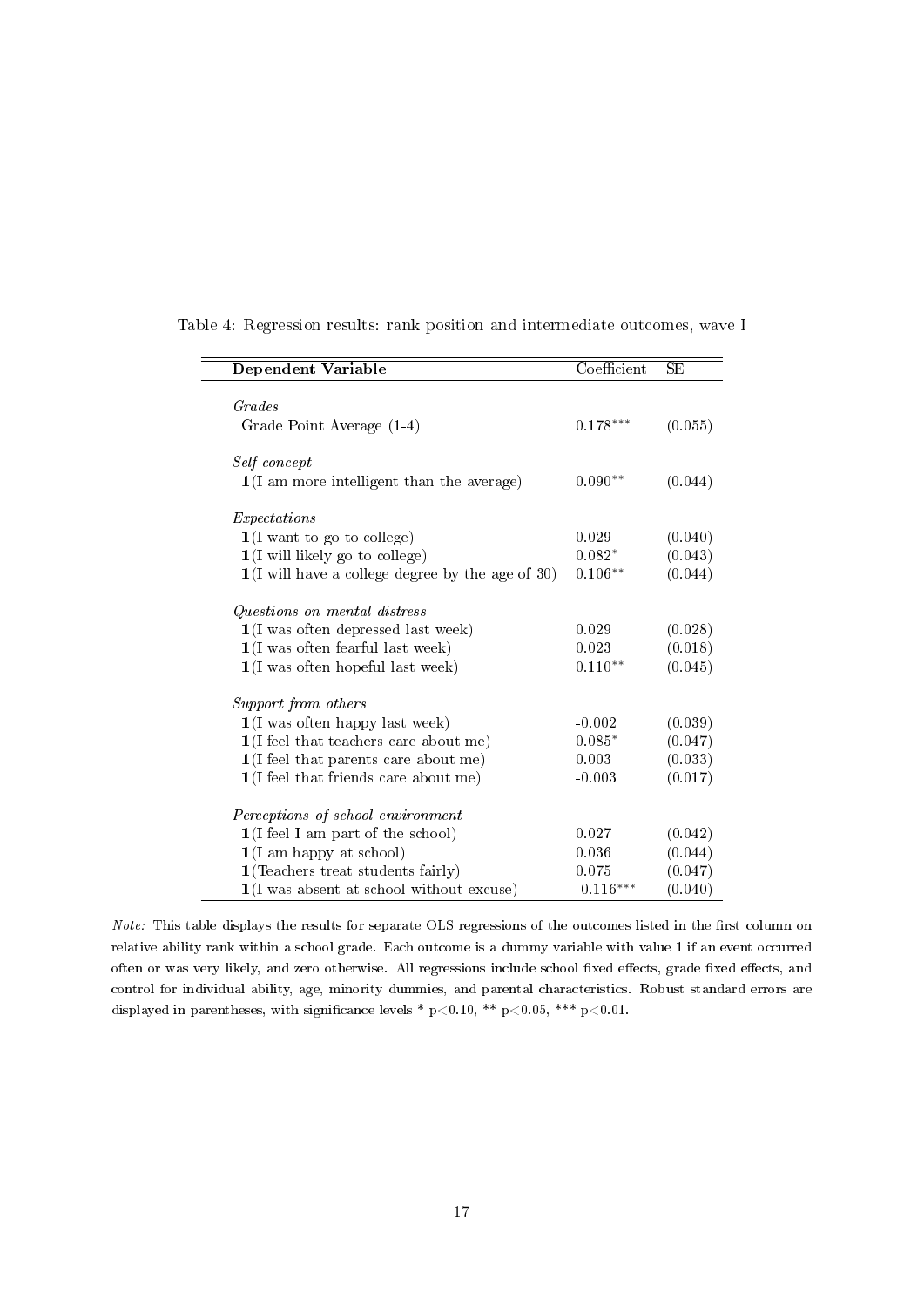Table 4: Regression results: rank position and intermediate outcomes, wave I

| Dependent Variable | Coefficient | SE |
|---|---|---|
| *Grades* | | |
| Grade Point Average (1-4) | $0.178^{***}$ | (0.055) |
| *Self-concept* | | |
| $\mathbf{1}$(I am more intelligent than the average) | $0.090^{**}$ | (0.044) |
| *Expectations* | | |
| $\mathbf{1}$(I want to go to college) | 0.029 | (0.040) |
| $\mathbf{1}$(I will likely go to college) | $0.082^{*}$ | (0.043) |
| $\mathbf{1}$(I will have a college degree by the age of 30) | $0.106^{**}$ | (0.044) |
| *Questions on mental distress* | | |
| $\mathbf{1}$(I was often depressed last week) | 0.029 | (0.028) |
| $\mathbf{1}$(I was often fearful last week) | 0.023 | (0.018) |
| $\mathbf{1}$(I was often hopeful last week) | $0.110^{**}$ | (0.045) |
| *Support from others* | | |
| $\mathbf{1}$(I was often happy last week) | -0.002 | (0.039) |
| $\mathbf{1}$(I feel that teachers care about me) | $0.085^{*}$ | (0.047) |
| $\mathbf{1}$(I feel that parents care about me) | 0.003 | (0.033) |
| $\mathbf{1}$(I feel that friends care about me) | -0.003 | (0.017) |
| *Perceptions of school environment* | | |
| $\mathbf{1}$(I feel I am part of the school) | 0.027 | (0.042) |
| $\mathbf{1}$(I am happy at school) | 0.036 | (0.044) |
| $\mathbf{1}$(Teachers treat students fairly) | 0.075 | (0.047) |
| $\mathbf{1}$(I was absent at school without excuse) | $-0.116^{***}$ | (0.040) |

*Note:* This table displays the results for separate OLS regressions of the outcomes listed in the first column on relative ability rank within a school grade. Each outcome is a dummy variable with value 1 if an event occurred often or was very likely, and zero otherwise. All regressions include school fixed effects, grade fixed effects, and control for individual ability, age, minority dummies, and parental characteristics. Robust standard errors are displayed in parentheses, with significance levels * $p<0.10$, ** $p<0.05$, *** $p<0.01$.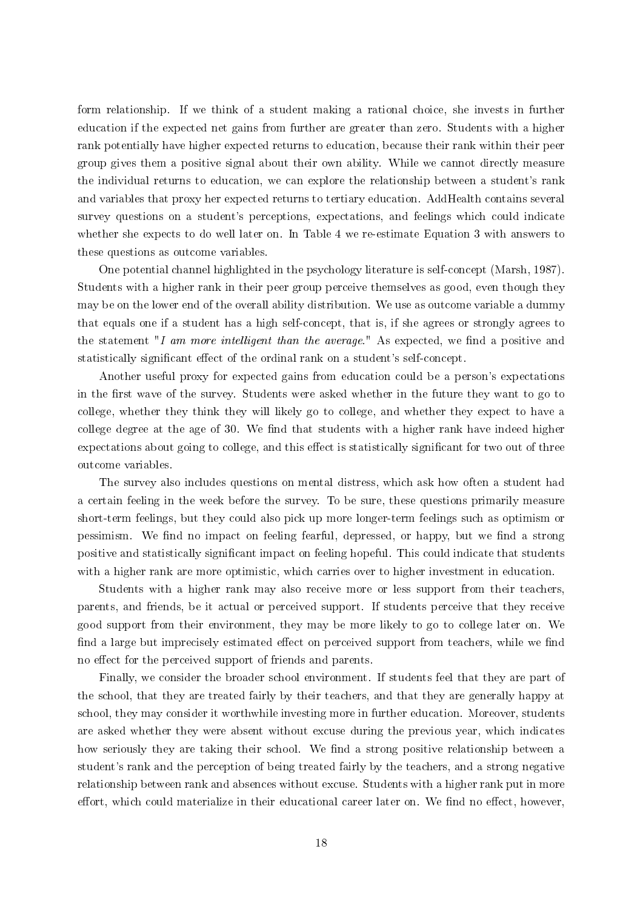form relationship. If we think of a student making a rational choice, she invests in further education if the expected net gains from further are greater than zero. Students with a higher rank potentially have higher expected returns to education, because their rank within their peer group gives them a positive signal about their own ability. While we cannot directly measure the individual returns to education, we can explore the relationship between a student's rank and variables that proxy her expected returns to tertiary education. AddHealth contains several survey questions on a student's perceptions, expectations, and feelings which could indicate whether she expects to do well later on. In Table 4 we re-estimate Equation 3 with answers to these questions as outcome variables.

One potential channel highlighted in the psychology literature is self-concept (Marsh, 1987). Students with a higher rank in their peer group perceive themselves as good, even though they may be on the lower end of the overall ability distribution. We use as outcome variable a dummy that equals one if a student has a high self-concept, that is, if she agrees or strongly agrees to the statement "*I am more intelligent than the average.*" As expected, we find a positive and statistically significant effect of the ordinal rank on a student's self-concept.

Another useful proxy for expected gains from education could be a person's expectations in the first wave of the survey. Students were asked whether in the future they want to go to college, whether they think they will likely go to college, and whether they expect to have a college degree at the age of 30. We find that students with a higher rank have indeed higher expectations about going to college, and this effect is statistically significant for two out of three outcome variables.

The survey also includes questions on mental distress, which ask how often a student had a certain feeling in the week before the survey. To be sure, these questions primarily measure short-term feelings, but they could also pick up more longer-term feelings such as optimism or pessimism. We find no impact on feeling fearful, depressed, or happy, but we find a strong positive and statistically significant impact on feeling hopeful. This could indicate that students with a higher rank are more optimistic, which carries over to higher investment in education.

Students with a higher rank may also receive more or less support from their teachers, parents, and friends, be it actual or perceived support. If students perceive that they receive good support from their environment, they may be more likely to go to college later on. We find a large but imprecisely estimated effect on perceived support from teachers, while we find no effect for the perceived support of friends and parents.

Finally, we consider the broader school environment. If students feel that they are part of the school, that they are treated fairly by their teachers, and that they are generally happy at school, they may consider it worthwhile investing more in further education. Moreover, students are asked whether they were absent without excuse during the previous year, which indicates how seriously they are taking their school. We find a strong positive relationship between a student's rank and the perception of being treated fairly by the teachers, and a strong negative relationship between rank and absences without excuse. Students with a higher rank put in more effort, which could materialize in their educational career later on. We find no effect, however,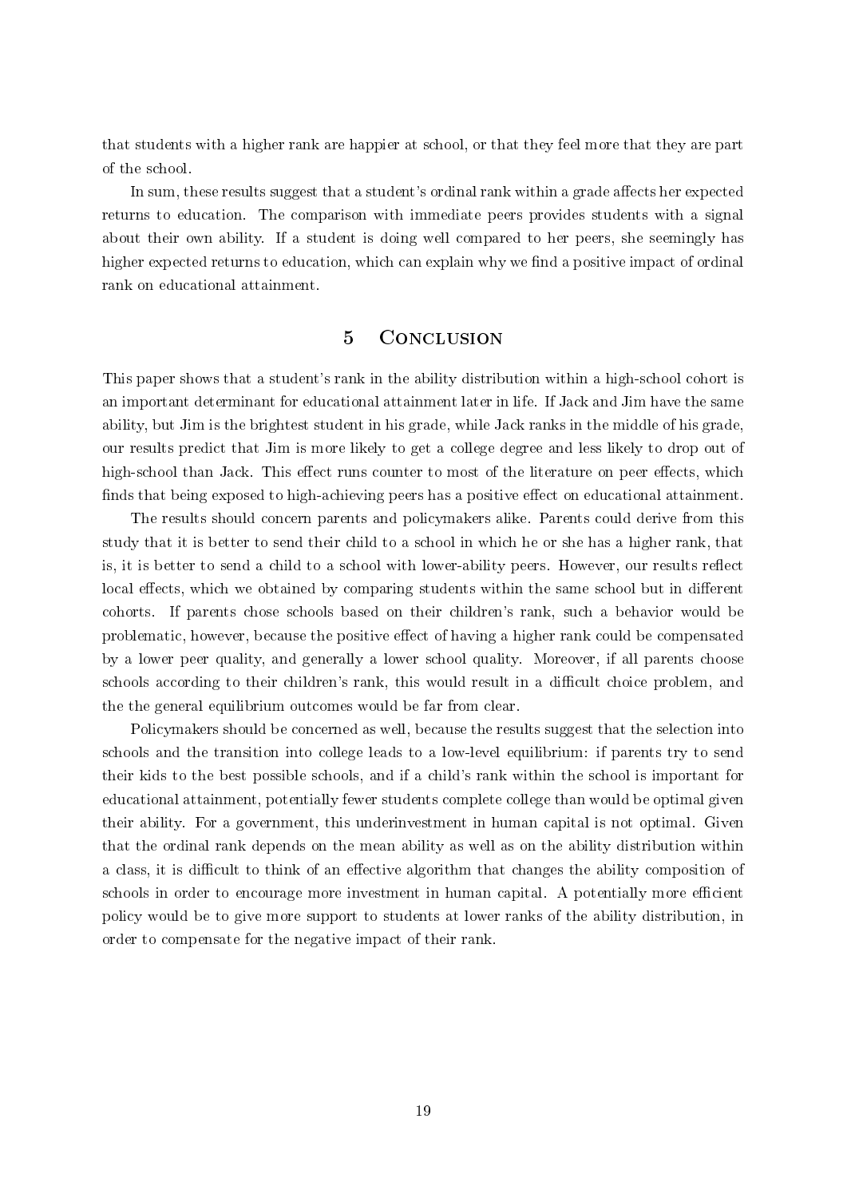that students with a higher rank are happier at school, or that they feel more that they are part of the school.

In sum, these results suggest that a student's ordinal rank within a grade affects her expected returns to education. The comparison with immediate peers provides students with a signal about their own ability. If a student is doing well compared to her peers, she seemingly has higher expected returns to education, which can explain why we find a positive impact of ordinal rank on educational attainment.

## 5 Conclusion

This paper shows that a student's rank in the ability distribution within a high-school cohort is an important determinant for educational attainment later in life. If Jack and Jim have the same ability, but Jim is the brightest student in his grade, while Jack ranks in the middle of his grade, our results predict that Jim is more likely to get a college degree and less likely to drop out of high-school than Jack. This effect runs counter to most of the literature on peer effects, which finds that being exposed to high-achieving peers has a positive effect on educational attainment.

The results should concern parents and policymakers alike. Parents could derive from this study that it is better to send their child to a school in which he or she has a higher rank, that is, it is better to send a child to a school with lower-ability peers. However, our results reflect local effects, which we obtained by comparing students within the same school but in different cohorts. If parents chose schools based on their children's rank, such a behavior would be problematic, however, because the positive effect of having a higher rank could be compensated by a lower peer quality, and generally a lower school quality. Moreover, if all parents choose schools according to their children's rank, this would result in a difficult choice problem, and the the general equilibrium outcomes would be far from clear.

Policymakers should be concerned as well, because the results suggest that the selection into schools and the transition into college leads to a low-level equilibrium: if parents try to send their kids to the best possible schools, and if a child's rank within the school is important for educational attainment, potentially fewer students complete college than would be optimal given their ability. For a government, this underinvestment in human capital is not optimal. Given that the ordinal rank depends on the mean ability as well as on the ability distribution within a class, it is difficult to think of an effective algorithm that changes the ability composition of schools in order to encourage more investment in human capital. A potentially more efficient policy would be to give more support to students at lower ranks of the ability distribution, in order to compensate for the negative impact of their rank.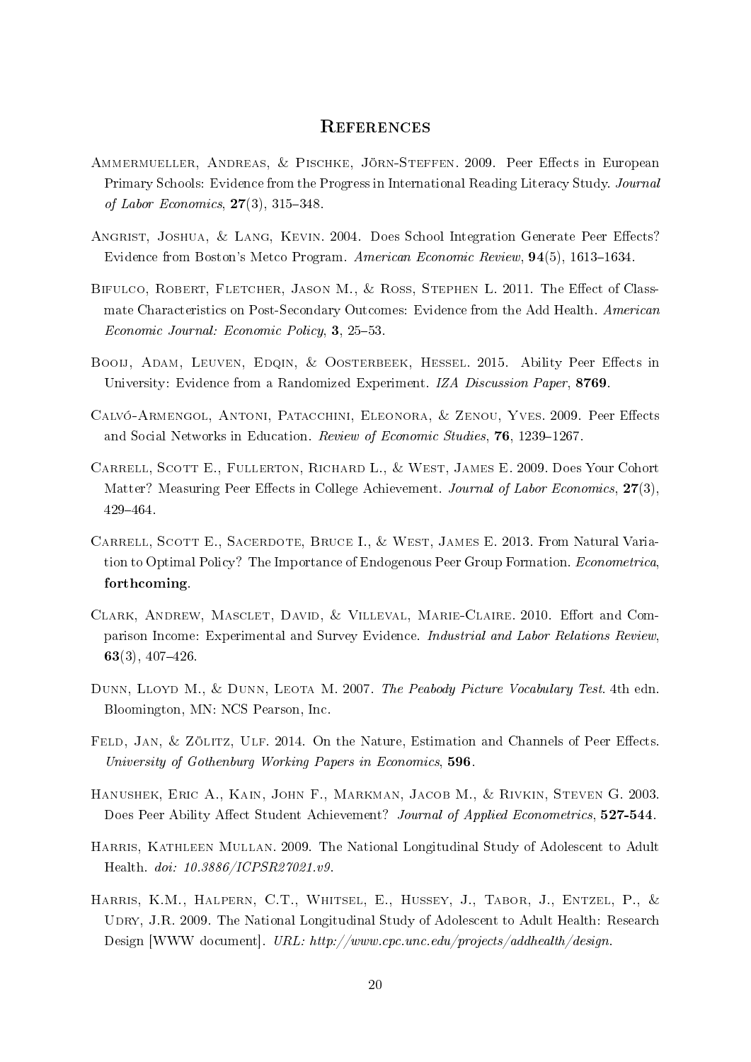# References

Ammermueller, Andreas, & Pischke, Jörn-Steffen. 2009. Peer Effects in European Primary Schools: Evidence from the Progress in International Reading Literacy Study. *Journal of Labor Economics*, **27**(3), 315–348.

Angrist, Joshua, & Lang, Kevin. 2004. Does School Integration Generate Peer Effects? Evidence from Boston's Metco Program. *American Economic Review*, **94**(5), 1613–1634.

Bifulco, Robert, Fletcher, Jason M., & Ross, Stephen L. 2011. The Effect of Classmate Characteristics on Post-Secondary Outcomes: Evidence from the Add Health. *American Economic Journal: Economic Policy*, **3**, 25–53.

Booij, Adam, Leuven, Edqin, & Oosterbeek, Hessel. 2015. Ability Peer Effects in University: Evidence from a Randomized Experiment. *IZA Discussion Paper*, **8769**.

Calvó-Armengol, Antoni, Patacchini, Eleonora, & Zenou, Yves. 2009. Peer Effects and Social Networks in Education. *Review of Economic Studies*, **76**, 1239–1267.

Carrell, Scott E., Fullerton, Richard L., & West, James E. 2009. Does Your Cohort Matter? Measuring Peer Effects in College Achievement. *Journal of Labor Economics*, **27**(3), 429–464.

Carrell, Scott E., Sacerdote, Bruce I., & West, James E. 2013. From Natural Variation to Optimal Policy? The Importance of Endogenous Peer Group Formation. *Econometrica*, **forthcoming**.

Clark, Andrew, Masclet, David, & Villeval, Marie-Claire. 2010. Effort and Comparison Income: Experimental and Survey Evidence. *Industrial and Labor Relations Review*, **63**(3), 407–426.

Dunn, Lloyd M., & Dunn, Leota M. 2007. *The Peabody Picture Vocabulary Test*. 4th edn. Bloomington, MN: NCS Pearson, Inc.

Feld, Jan, & Zölitz, Ulf. 2014. On the Nature, Estimation and Channels of Peer Effects. *University of Gothenburg Working Papers in Economics*, **596**.

Hanushek, Eric A., Kain, John F., Markman, Jacob M., & Rivkin, Steven G. 2003. Does Peer Ability Affect Student Achievement? *Journal of Applied Econometrics*, **527-544**.

Harris, Kathleen Mullan. 2009. The National Longitudinal Study of Adolescent to Adult Health. *doi: 10.3886/ICPSR27021.v9*.

Harris, K.M., Halpern, C.T., Whitsel, E., Hussey, J., Tabor, J., Entzel, P., & Udry, J.R. 2009. The National Longitudinal Study of Adolescent to Adult Health: Research Design [WWW document]. *URL: http://www.cpc.unc.edu/projects/addhealth/design*.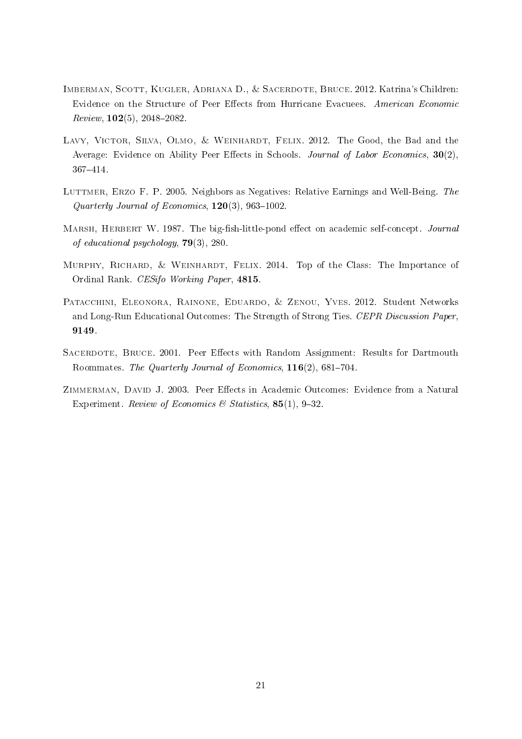Imberman, Scott, Kugler, Adriana D., & Sacerdote, Bruce. 2012. Katrina's Children: Evidence on the Structure of Peer Effects from Hurricane Evacuees. *American Economic Review*, **102**(5), 2048–2082.

Lavy, Victor, Silva, Olmo, & Weinhardt, Felix. 2012. The Good, the Bad and the Average: Evidence on Ability Peer Effects in Schools. *Journal of Labor Economics*, **30**(2), 367–414.

Luttmer, Erzo F. P. 2005. Neighbors as Negatives: Relative Earnings and Well-Being. *The Quarterly Journal of Economics*, **120**(3), 963–1002.

Marsh, Herbert W. 1987. The big-fish-little-pond effect on academic self-concept. *Journal of educational psychology*, **79**(3), 280.

Murphy, Richard, & Weinhardt, Felix. 2014. Top of the Class: The Importance of Ordinal Rank. *CESifo Working Paper*, **4815**.

Patacchini, Eleonora, Rainone, Eduardo, & Zenou, Yves. 2012. Student Networks and Long-Run Educational Outcomes: The Strength of Strong Ties. *CEPR Discussion Paper*, **9149**.

Sacerdote, Bruce. 2001. Peer Effects with Random Assignment: Results for Dartmouth Roommates. *The Quarterly Journal of Economics*, **116**(2), 681–704.

Zimmerman, David J. 2003. Peer Effects in Academic Outcomes: Evidence from a Natural Experiment. *Review of Economics & Statistics*, **85**(1), 9–32.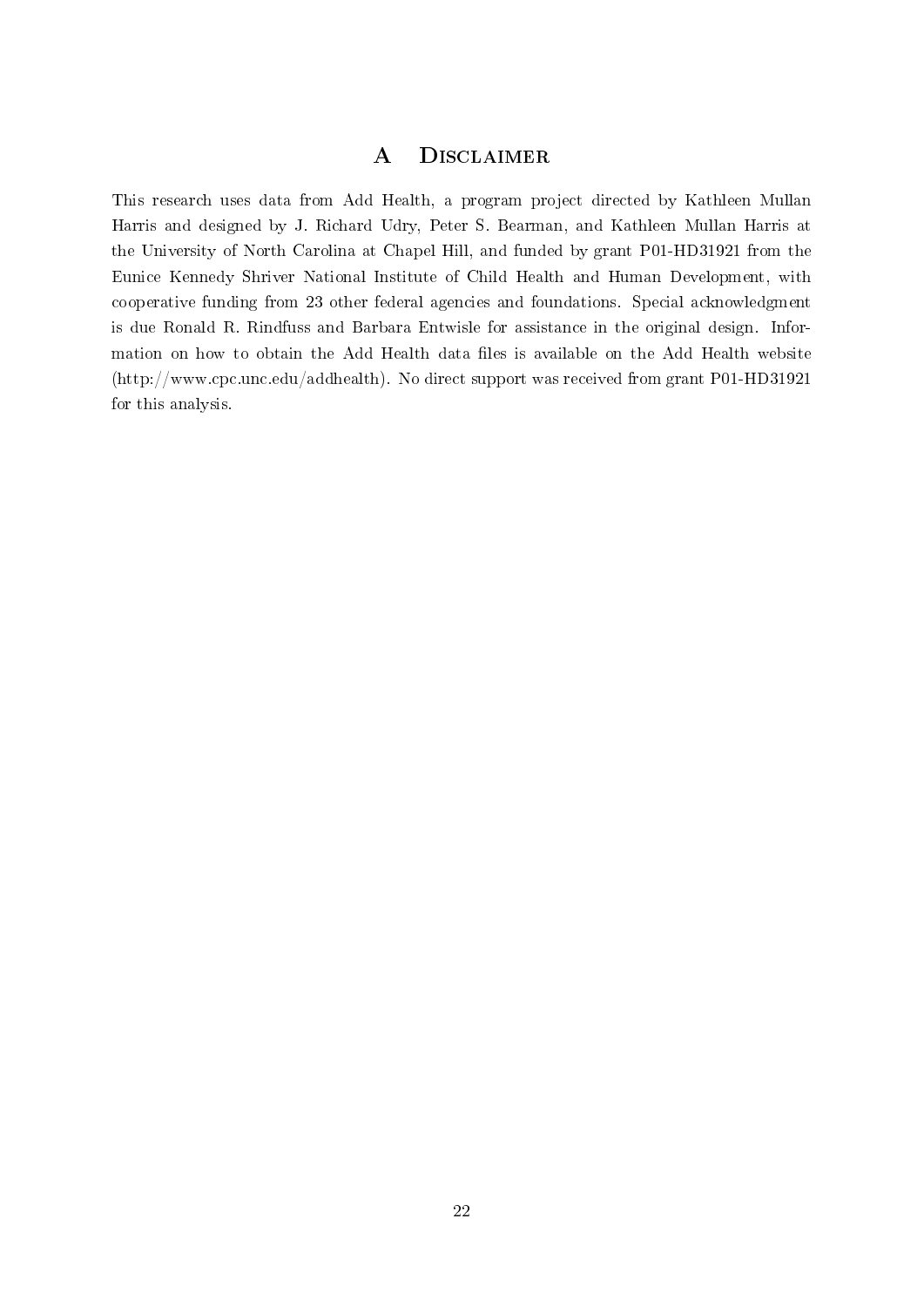# A Disclaimer

This research uses data from Add Health, a program project directed by Kathleen Mullan Harris and designed by J. Richard Udry, Peter S. Bearman, and Kathleen Mullan Harris at the University of North Carolina at Chapel Hill, and funded by grant P01-HD31921 from the Eunice Kennedy Shriver National Institute of Child Health and Human Development, with cooperative funding from 23 other federal agencies and foundations. Special acknowledgment is due Ronald R. Rindfuss and Barbara Entwisle for assistance in the original design. Information on how to obtain the Add Health data files is available on the Add Health website (http://www.cpc.unc.edu/addhealth). No direct support was received from grant P01-HD31921 for this analysis.